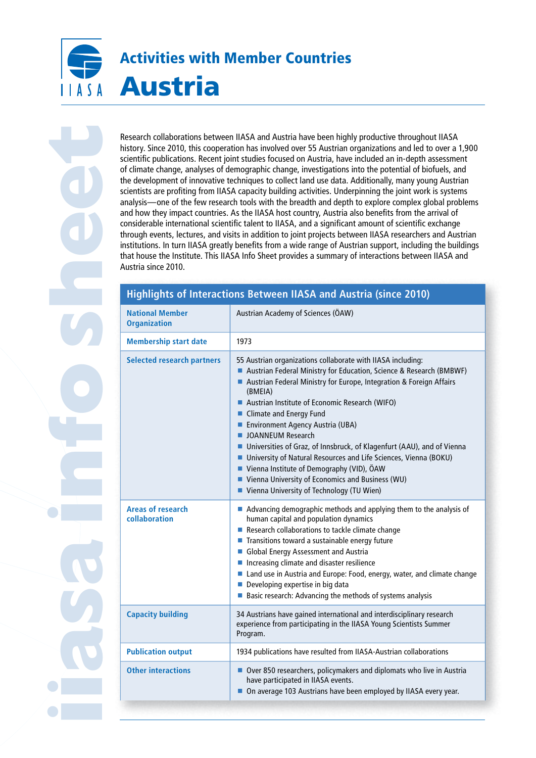# Activities with Member Countries

# Austria

Research collaborations between IIASA and Austria have been highly productive throughout IIASA history. Since 2010, this cooperation has involved over 55 Austrian organizations and led to over a 1,900 scientific publications. Recent joint studies focused on Austria, have included an in-depth assessment of climate change, analyses of demographic change, investigations into the potential of biofuels, and the development of innovative techniques to collect land use data. Additionally, many young Austrian scientists are profiting from IIASA capacity building activities. Underpinning the joint work is systems analysis—one of the few research tools with the breadth and depth to explore complex global problems and how they impact countries. As the IIASA host country, Austria also benefits from the arrival of considerable international scientific talent to IIASA, and a significant amount of scientific exchange through events, lectures, and visits in addition to joint projects between IIASA researchers and Austrian institutions. In turn IIASA greatly benefits from a wide range of Austrian support, including the buildings that house the Institute. This IIASA Info Sheet provides a summary of interactions between IIASA and Austria since 2010.

## Highlights of Interactions Between IIASA and Austria (since 2010)

| | |
|---|---|
| **National Member Organization** | Austrian Academy of Sciences (ÖAW) |
| **Membership start date** | 1973 |
| **Selected research partners** | 55 Austrian organizations collaborate with IIASA including:<br>■ Austrian Federal Ministry for Education, Science & Research (BMBWF)<br>■ Austrian Federal Ministry for Europe, Integration & Foreign Affairs (BMEIA)<br>■ Austrian Institute of Economic Research (WIFO)<br>■ Climate and Energy Fund<br>■ Environment Agency Austria (UBA)<br>■ JOANNEUM Research<br>■ Universities of Graz, of Innsbruck, of Klagenfurt (AAU), and of Vienna<br>■ University of Natural Resources and Life Sciences, Vienna (BOKU)<br>■ Vienna Institute of Demography (VID), ÖAW<br>■ Vienna University of Economics and Business (WU)<br>■ Vienna University of Technology (TU Wien) |
| **Areas of research collaboration** | ■ Advancing demographic methods and applying them to the analysis of human capital and population dynamics<br>■ Research collaborations to tackle climate change<br>■ Transitions toward a sustainable energy future<br>■ Global Energy Assessment and Austria<br>■ Increasing climate and disaster resilience<br>■ Land use in Austria and Europe: Food, energy, water, and climate change<br>■ Developing expertise in big data<br>■ Basic research: Advancing the methods of systems analysis |
| **Capacity building** | 34 Austrians have gained international and interdisciplinary research experience from participating in the IIASA Young Scientists Summer Program. |
| **Publication output** | 1934 publications have resulted from IIASA-Austrian collaborations |
| **Other interactions** | ■ Over 850 researchers, policymakers and diplomats who live in Austria have participated in IIASA events.<br>■ On average 103 Austrians have been employed by IIASA every year. |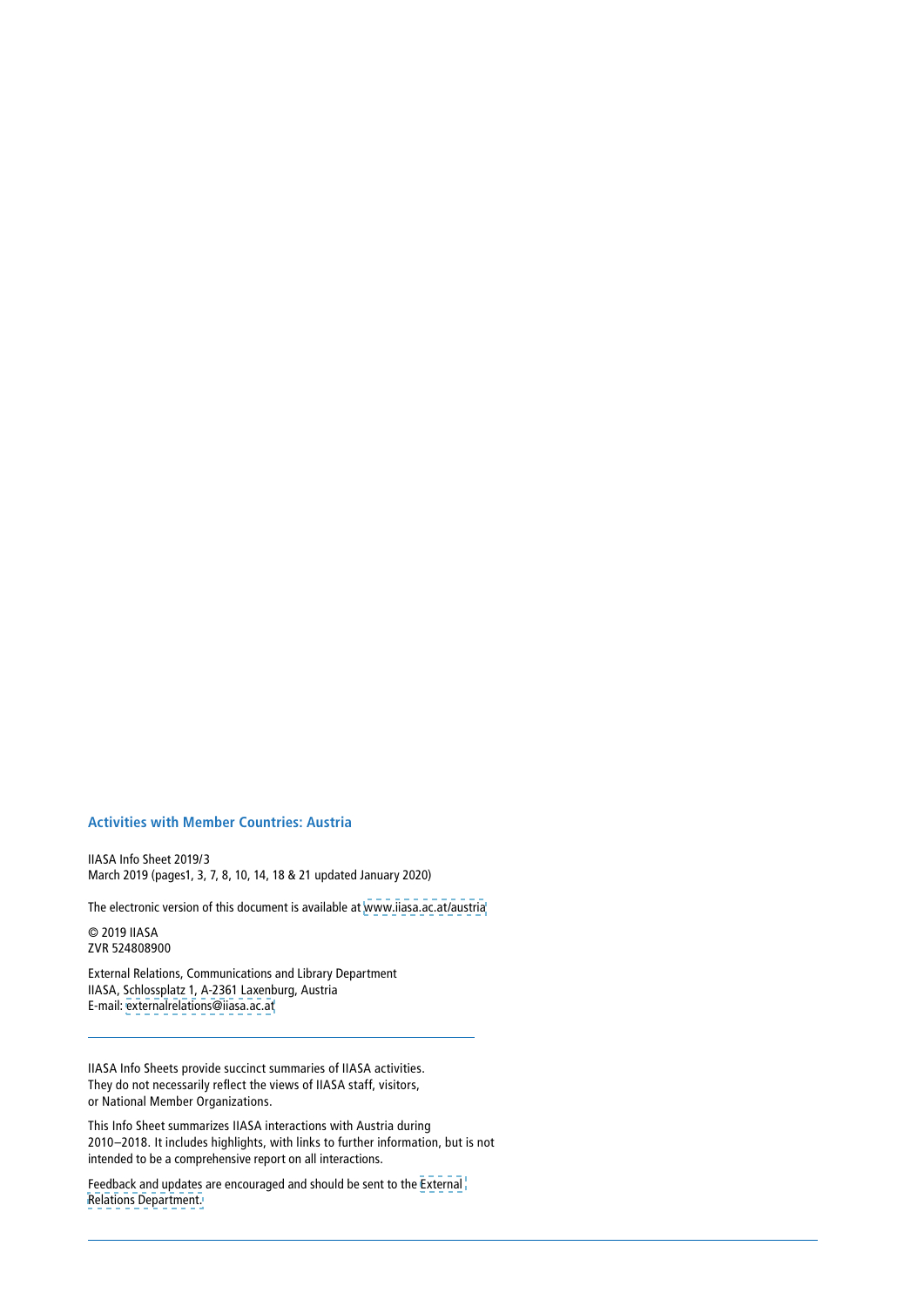### Activities with Member Countries: Austria

IIASA Info Sheet 2019/3
March 2019 (pages1, 3, 7, 8, 10, 14, 18 & 21 updated January 2020)

The electronic version of this document is available at www.iiasa.ac.at/austria

© 2019 IIASA
ZVR 524808900

External Relations, Communications and Library Department
IIASA, Schlossplatz 1, A-2361 Laxenburg, Austria
E-mail: externalrelations@iiasa.ac.at

---

IIASA Info Sheets provide succinct summaries of IIASA activities. They do not necessarily reflect the views of IIASA staff, visitors, or National Member Organizations.

This Info Sheet summarizes IIASA interactions with Austria during 2010–2018. It includes highlights, with links to further information, but is not intended to be a comprehensive report on all interactions.

Feedback and updates are encouraged and should be sent to the External Relations Department.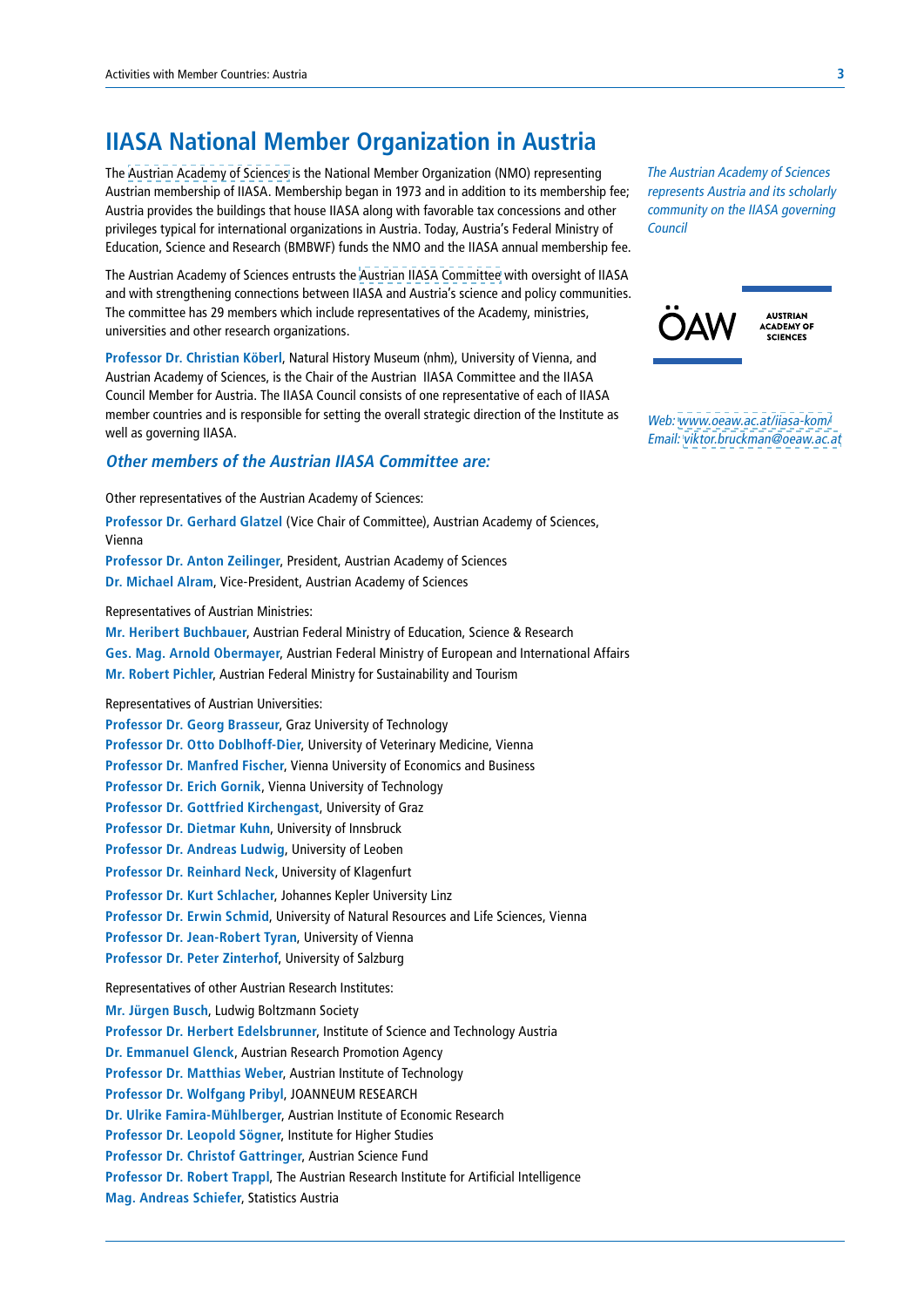# IIASA National Member Organization in Austria

The Austrian Academy of Sciences is the National Member Organization (NMO) representing Austrian membership of IIASA. Membership began in 1973 and in addition to its membership fee; Austria provides the buildings that house IIASA along with favorable tax concessions and other privileges typical for international organizations in Austria. Today, Austria's Federal Ministry of Education, Science and Research (BMBWF) funds the NMO and the IIASA annual membership fee.

The Austrian Academy of Sciences entrusts the Austrian IIASA Committee with oversight of IIASA and with strengthening connections between IIASA and Austria's science and policy communities. The committee has 29 members which include representatives of the Academy, ministries, universities and other research organizations.

**Professor Dr. Christian Köberl**, Natural History Museum (nhm), University of Vienna, and Austrian Academy of Sciences, is the Chair of the Austrian IIASA Committee and the IIASA Council Member for Austria. The IIASA Council consists of one representative of each of IIASA member countries and is responsible for setting the overall strategic direction of the Institute as well as governing IIASA.

*The Austrian Academy of Sciences represents Austria and its scholarly community on the IIASA governing Council*

ÖAW AUSTRIAN ACADEMY OF SCIENCES

*Web: www.oeaw.ac.at/iiasa-kom/*
*Email: viktor.bruckman@oeaw.ac.at*

### *Other members of the Austrian IIASA Committee are:*

Other representatives of the Austrian Academy of Sciences:

**Professor Dr. Gerhard Glatzel** (Vice Chair of Committee), Austrian Academy of Sciences, Vienna
**Professor Dr. Anton Zeilinger**, President, Austrian Academy of Sciences
**Dr. Michael Alram**, Vice-President, Austrian Academy of Sciences

Representatives of Austrian Ministries:

**Mr. Heribert Buchbauer**, Austrian Federal Ministry of Education, Science & Research
**Ges. Mag. Arnold Obermayer**, Austrian Federal Ministry of European and International Affairs
**Mr. Robert Pichler**, Austrian Federal Ministry for Sustainability and Tourism

Representatives of Austrian Universities:

**Professor Dr. Georg Brasseur**, Graz University of Technology
**Professor Dr. Otto Doblhoff-Dier**, University of Veterinary Medicine, Vienna
**Professor Dr. Manfred Fischer**, Vienna University of Economics and Business
**Professor Dr. Erich Gornik**, Vienna University of Technology
**Professor Dr. Gottfried Kirchengast**, University of Graz
**Professor Dr. Dietmar Kuhn**, University of Innsbruck
**Professor Dr. Andreas Ludwig**, University of Leoben
**Professor Dr. Reinhard Neck**, University of Klagenfurt
**Professor Dr. Kurt Schlacher**, Johannes Kepler University Linz
**Professor Dr. Erwin Schmid**, University of Natural Resources and Life Sciences, Vienna
**Professor Dr. Jean-Robert Tyran**, University of Vienna
**Professor Dr. Peter Zinterhof**, University of Salzburg

Representatives of other Austrian Research Institutes:

**Mr. Jürgen Busch**, Ludwig Boltzmann Society
**Professor Dr. Herbert Edelsbrunner**, Institute of Science and Technology Austria
**Dr. Emmanuel Glenck**, Austrian Research Promotion Agency
**Professor Dr. Matthias Weber**, Austrian Institute of Technology
**Professor Dr. Wolfgang Pribyl**, JOANNEUM RESEARCH
**Dr. Ulrike Famira-Mühlberger**, Austrian Institute of Economic Research
**Professor Dr. Leopold Sögner**, Institute for Higher Studies
**Professor Dr. Christof Gattringer**, Austrian Science Fund
**Professor Dr. Robert Trappl**, The Austrian Research Institute for Artificial Intelligence
**Mag. Andreas Schiefer**, Statistics Austria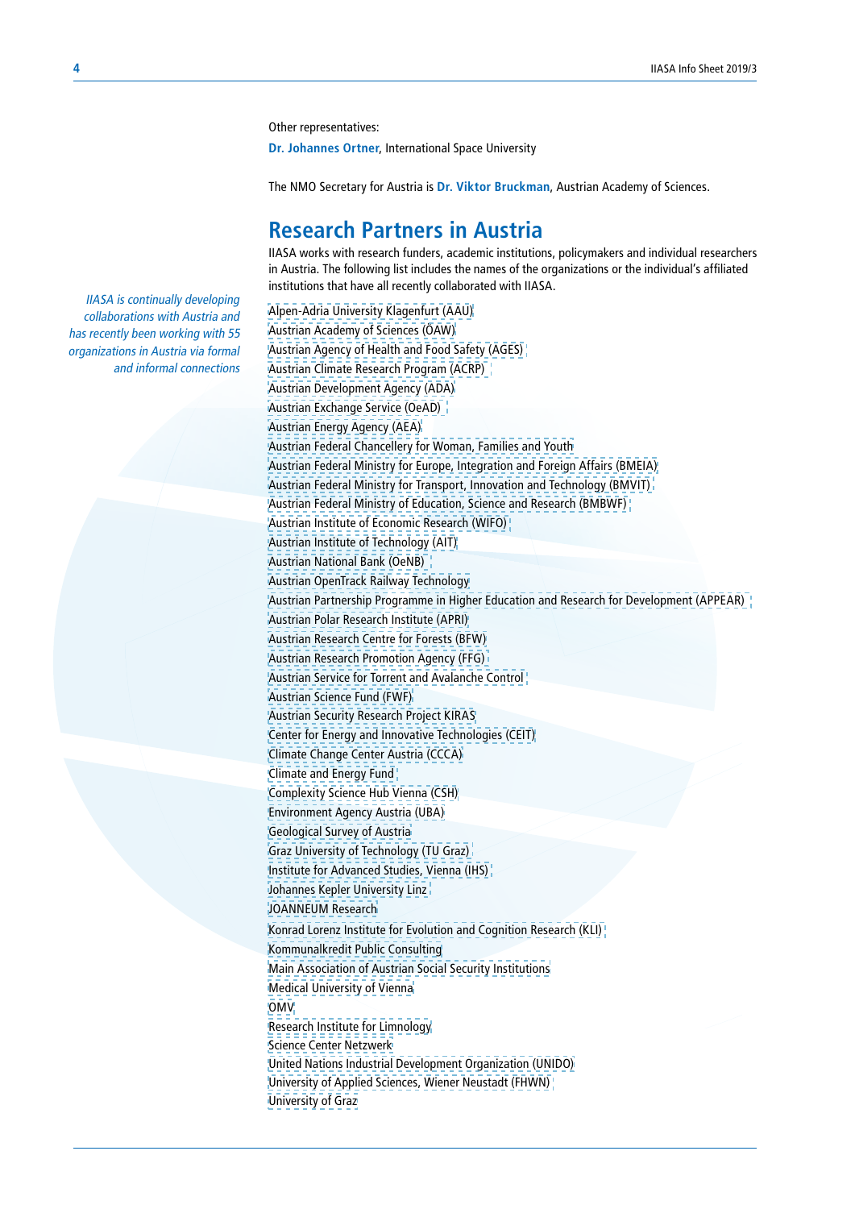Other representatives:

**Dr. Johannes Ortner**, International Space University

The NMO Secretary for Austria is **Dr. Viktor Bruckman**, Austrian Academy of Sciences.

## Research Partners in Austria

IIASA works with research funders, academic institutions, policymakers and individual researchers in Austria. The following list includes the names of the organizations or the individual's affiliated institutions that have all recently collaborated with IIASA.

*IIASA is continually developing collaborations with Austria and has recently been working with 55 organizations in Austria via formal and informal connections*

- Alpen-Adria University Klagenfurt (AAU)
- Austrian Academy of Sciences (OAW)
- Austrian Agency of Health and Food Safety (AGES)
- Austrian Climate Research Program (ACRP)
- Austrian Development Agency (ADA)
- Austrian Exchange Service (OeAD)
- Austrian Energy Agency (AEA)
- Austrian Federal Chancellery for Woman, Families and Youth
- Austrian Federal Ministry for Europe, Integration and Foreign Affairs (BMEIA)
- Austrian Federal Ministry for Transport, Innovation and Technology (BMVIT)
- Austrian Federal Ministry of Education, Science and Research (BMBWF)
- Austrian Institute of Economic Research (WIFO)
- Austrian Institute of Technology (AIT)
- Austrian National Bank (OeNB)
- Austrian OpenTrack Railway Technology
- Austrian Partnership Programme in Higher Education and Research for Development (APPEAR)
- Austrian Polar Research Institute (APRI)
- Austrian Research Centre for Forests (BFW)
- Austrian Research Promotion Agency (FFG)
- Austrian Service for Torrent and Avalanche Control
- Austrian Science Fund (FWF)
- Austrian Security Research Project KIRAS
- Center for Energy and Innovative Technologies (CEIT)
- Climate Change Center Austria (CCCA)
- Climate and Energy Fund
- Complexity Science Hub Vienna (CSH)
- Environment Agency Austria (UBA)
- Geological Survey of Austria
- Graz University of Technology (TU Graz)
- Institute for Advanced Studies, Vienna (IHS)
- Johannes Kepler University Linz
- JOANNEUM Research
- Konrad Lorenz Institute for Evolution and Cognition Research (KLI)
- Kommunalkredit Public Consulting
- Main Association of Austrian Social Security Institutions
- Medical University of Vienna
- OMV
- Research Institute for Limnology
- Science Center Netzwerk
- United Nations Industrial Development Organization (UNIDO)
- University of Applied Sciences, Wiener Neustadt (FHWN)
- University of Graz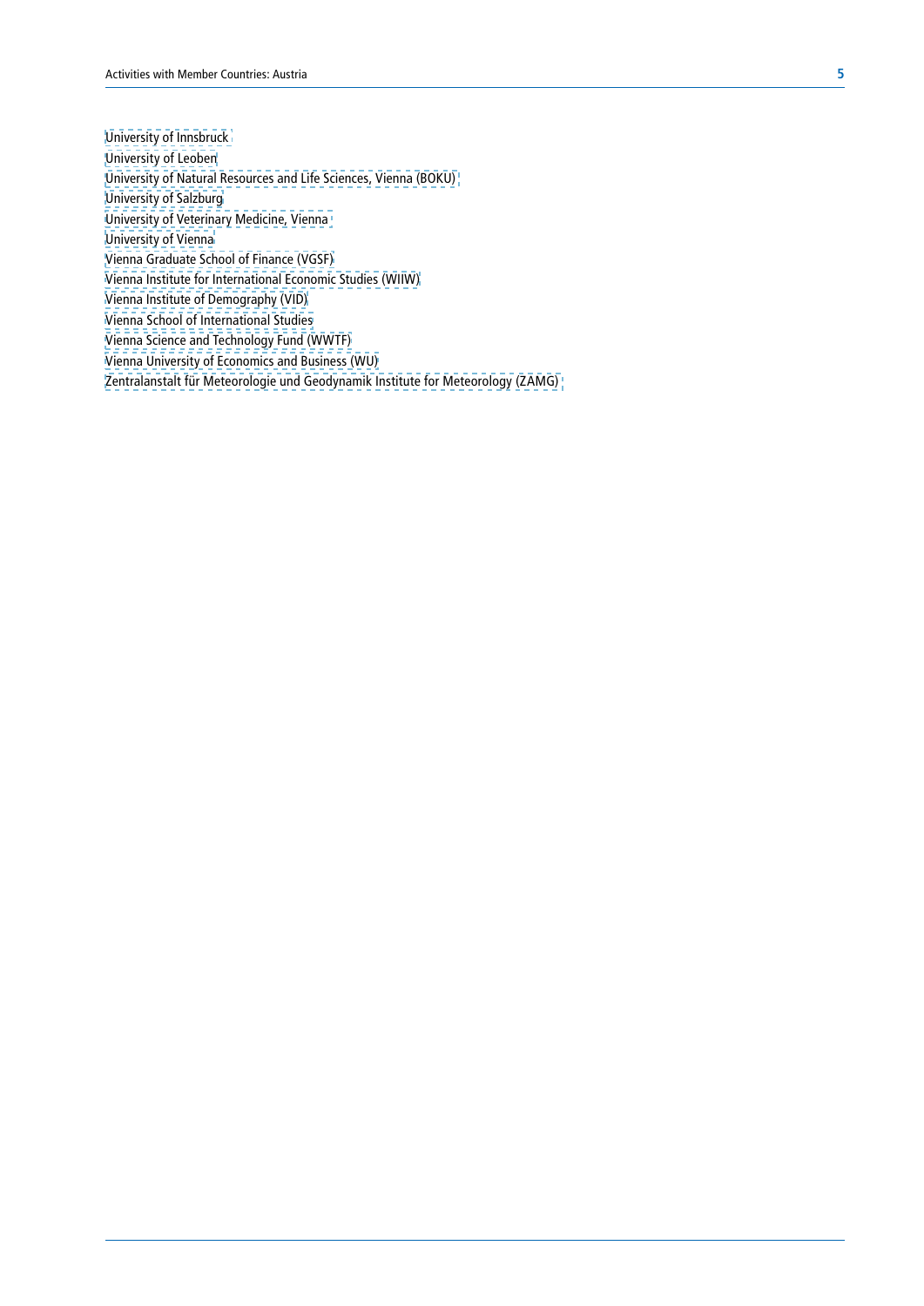University of Innsbruck  
University of Leoben  
University of Natural Resources and Life Sciences, Vienna (BOKU)  
University of Salzburg  
University of Veterinary Medicine, Vienna  
University of Vienna  
Vienna Graduate School of Finance (VGSF)  
Vienna Institute for International Economic Studies (WIIW)  
Vienna Institute of Demography (VID)  
Vienna School of International Studies  
Vienna Science and Technology Fund (WWTF)  
Vienna University of Economics and Business (WU)  
Zentralanstalt für Meteorologie und Geodynamik Institute for Meteorology (ZAMG)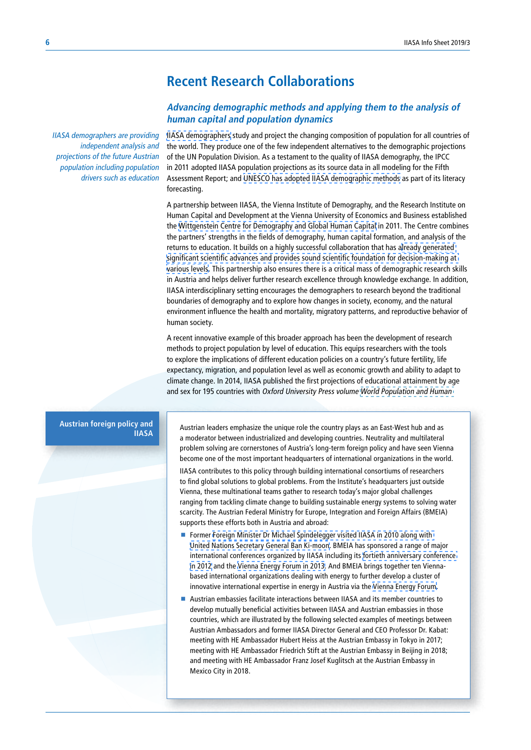# Recent Research Collaborations

## *Advancing demographic methods and applying them to the analysis of human capital and population dynamics*

*IIASA demographers are providing independent analysis and projections of the future Austrian population including population drivers such as education*

IIASA demographers study and project the changing composition of population for all countries of the world. They produce one of the few independent alternatives to the demographic projections of the UN Population Division. As a testament to the quality of IIASA demography, the IPCC in 2011 adopted IIASA population projections as its source data in all modeling for the Fifth Assessment Report; and UNESCO has adopted IIASA demographic methods as part of its literacy forecasting.

A partnership between IIASA, the Vienna Institute of Demography, and the Research Institute on Human Capital and Development at the Vienna University of Economics and Business established the Wittgenstein Centre for Demography and Global Human Capital in 2011. The Centre combines the partners' strengths in the fields of demography, human capital formation, and analysis of the returns to education. It builds on a highly successful collaboration that has already generated significant scientific advances and provides sound scientific foundation for decision-making at various levels. This partnership also ensures there is a critical mass of demographic research skills in Austria and helps deliver further research excellence through knowledge exchange. In addition, IIASA interdisciplinary setting encourages the demographers to research beyond the traditional boundaries of demography and to explore how changes in society, economy, and the natural environment influence the health and mortality, migratory patterns, and reproductive behavior of human society.

A recent innovative example of this broader approach has been the development of research methods to project population by level of education. This equips researchers with the tools to explore the implications of different education policies on a country's future fertility, life expectancy, migration, and population level as well as economic growth and ability to adapt to climate change. In 2014, IIASA published the first projections of educational attainment by age and sex for 195 countries with *Oxford University Press volume World Population and Human*

**Austrian foreign policy and IIASA**

Austrian leaders emphasize the unique role the country plays as an East-West hub and as a moderator between industrialized and developing countries. Neutrality and multilateral problem solving are cornerstones of Austria's long-term foreign policy and have seen Vienna become one of the most important headquarters of international organizations in the world.

IIASA contributes to this policy through building international consortiums of researchers to find global solutions to global problems. From the Institute's headquarters just outside Vienna, these multinational teams gather to research today's major global challenges ranging from tackling climate change to building sustainable energy systems to solving water scarcity. The Austrian Federal Ministry for Europe, Integration and Foreign Affairs (BMEIA) supports these efforts both in Austria and abroad:

- Former Foreign Minister Dr Michael Spindelegger visited IIASA in 2010 along with United Nations Secretary General Ban Ki-moon. BMEIA has sponsored a range of major international conferences organized by IIASA including its fortieth anniversary conference in 2012 and the Vienna Energy Forum in 2013. And BMEIA brings together ten Vienna-based international organizations dealing with energy to further develop a cluster of innovative international expertise in energy in Austria via the Vienna Energy Forum.
- Austrian embassies facilitate interactions between IIASA and its member countries to develop mutually beneficial activities between IIASA and Austrian embassies in those countries, which are illustrated by the following selected examples of meetings between Austrian Ambassadors and former IIASA Director General and CEO Professor Dr. Kabat: meeting with HE Ambassador Hubert Heiss at the Austrian Embassy in Tokyo in 2017; meeting with HE Ambassador Friedrich Stift at the Austrian Embassy in Beijing in 2018; and meeting with HE Ambassador Franz Josef Kuglitsch at the Austrian Embassy in Mexico City in 2018.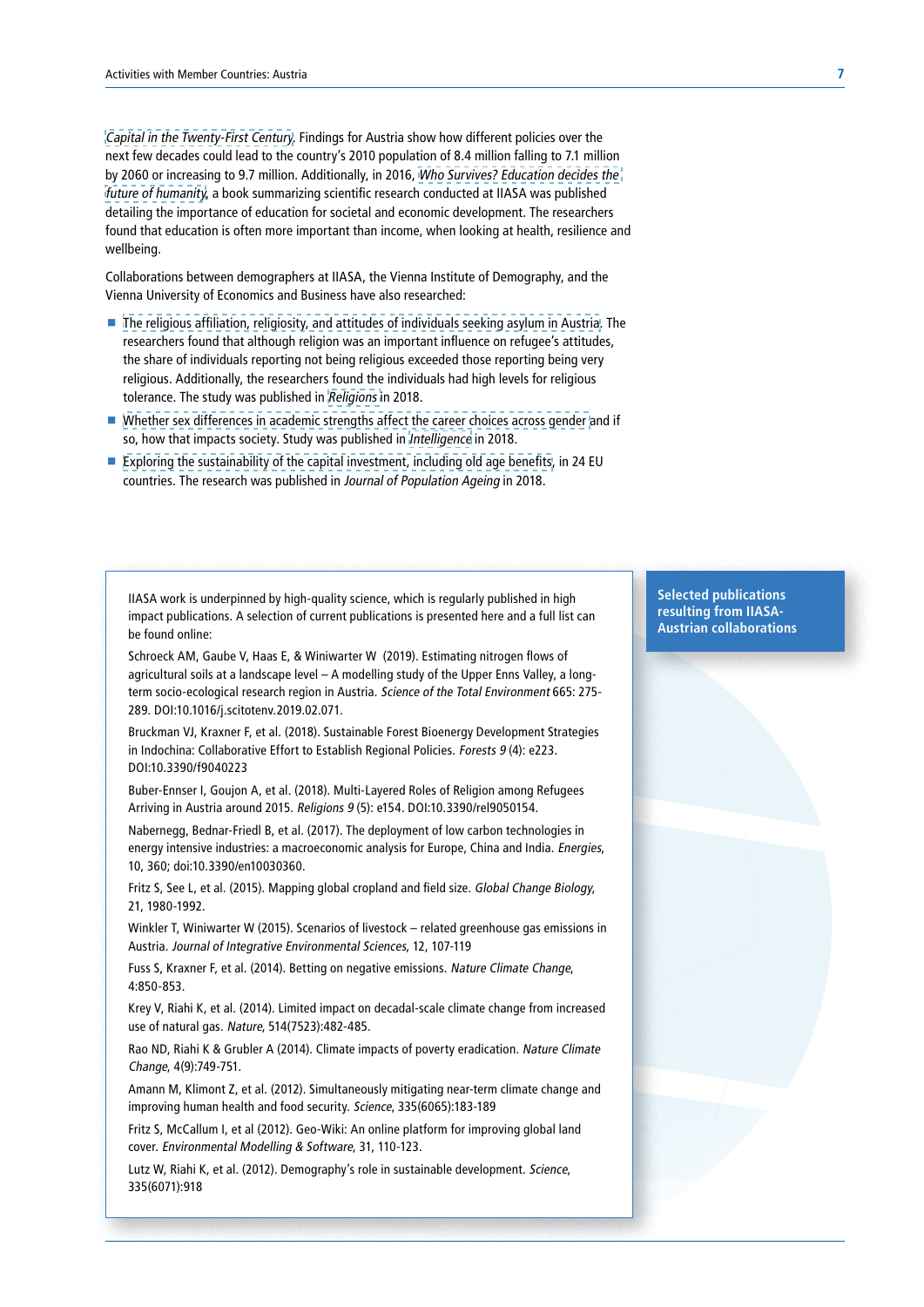*Capital in the Twenty-First Century*. Findings for Austria show how different policies over the next few decades could lead to the country's 2010 population of 8.4 million falling to 7.1 million by 2060 or increasing to 9.7 million. Additionally, in 2016, *Who Survives? Education decides the future of humanity*, a book summarizing scientific research conducted at IIASA was published detailing the importance of education for societal and economic development. The researchers found that education is often more important than income, when looking at health, resilience and wellbeing.

Collaborations between demographers at IIASA, the Vienna Institute of Demography, and the Vienna University of Economics and Business have also researched:

- The religious affiliation, religiosity, and attitudes of individuals seeking asylum in Austria. The researchers found that although religion was an important influence on refugee's attitudes, the share of individuals reporting not being religious exceeded those reporting being very religious. Additionally, the researchers found the individuals had high levels for religious tolerance. The study was published in *Religions* in 2018.
- Whether sex differences in academic strengths affect the career choices across gender and if so, how that impacts society. Study was published in *Intelligence* in 2018.
- Exploring the sustainability of the capital investment, including old age benefits, in 24 EU countries. The research was published in *Journal of Population Ageing* in 2018.

## Selected publications resulting from IIASA-Austrian collaborations

IIASA work is underpinned by high-quality science, which is regularly published in high impact publications. A selection of current publications is presented here and a full list can be found online:

Schroeck AM, Gaube V, Haas E, & Winiwarter W (2019). Estimating nitrogen flows of agricultural soils at a landscape level – A modelling study of the Upper Enns Valley, a long-term socio-ecological research region in Austria. *Science of the Total Environment* 665: 275-289. DOI:10.1016/j.scitotenv.2019.02.071.

Bruckman VJ, Kraxner F, et al. (2018). Sustainable Forest Bioenergy Development Strategies in Indochina: Collaborative Effort to Establish Regional Policies. *Forests 9* (4): e223. DOI:10.3390/f9040223

Buber-Ennser I, Goujon A, et al. (2018). Multi-Layered Roles of Religion among Refugees Arriving in Austria around 2015. *Religions 9* (5): e154. DOI:10.3390/rel9050154.

Nabernegg, Bednar-Friedl B, et al. (2017). The deployment of low carbon technologies in energy intensive industries: a macroeconomic analysis for Europe, China and India. *Energies*, 10, 360; doi:10.3390/en10030360.

Fritz S, See L, et al. (2015). Mapping global cropland and field size. *Global Change Biology*, 21, 1980-1992.

Winkler T, Winiwarter W (2015). Scenarios of livestock – related greenhouse gas emissions in Austria. *Journal of Integrative Environmental Sciences*, 12, 107-119

Fuss S, Kraxner F, et al. (2014). Betting on negative emissions. *Nature Climate Change*, 4:850-853.

Krey V, Riahi K, et al. (2014). Limited impact on decadal-scale climate change from increased use of natural gas. *Nature*, 514(7523):482-485.

Rao ND, Riahi K & Grubler A (2014). Climate impacts of poverty eradication. *Nature Climate Change*, 4(9):749-751.

Amann M, Klimont Z, et al. (2012). Simultaneously mitigating near-term climate change and improving human health and food security. *Science*, 335(6065):183-189

Fritz S, McCallum I, et al (2012). Geo-Wiki: An online platform for improving global land cover. *Environmental Modelling & Software*, 31, 110-123.

Lutz W, Riahi K, et al. (2012). Demography's role in sustainable development. *Science*, 335(6071):918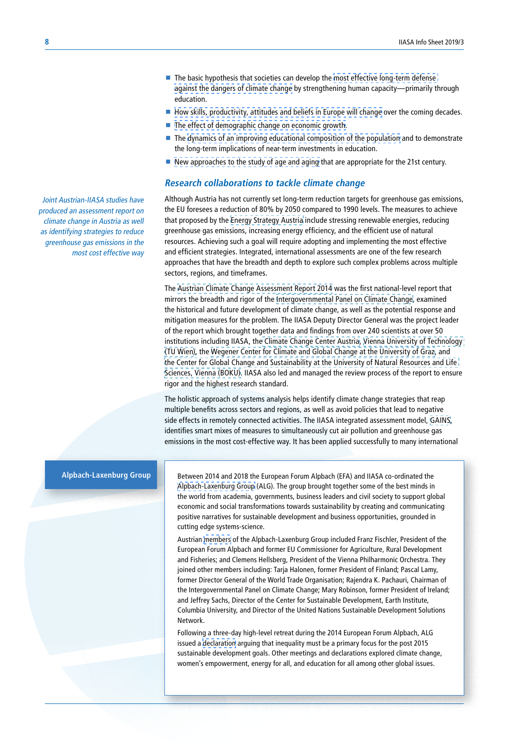- The basic hypothesis that societies can develop the most effective long-term defense against the dangers of climate change by strengthening human capacity—primarily through education.
- How skills, productivity, attitudes and beliefs in Europe will change over the coming decades.
- The effect of demographic change on economic growth.
- The dynamics of an improving educational composition of the population and to demonstrate the long-term implications of near-term investments in education.
- New approaches to the study of age and aging that are appropriate for the 21st century.

## *Research collaborations to tackle climate change*

*Joint Austrian-IIASA studies have produced an assessment report on climate change in Austria as well as identifying strategies to reduce greenhouse gas emissions in the most cost effective way*

Although Austria has not currently set long-term reduction targets for greenhouse gas emissions, the EU foresees a reduction of 80% by 2050 compared to 1990 levels. The measures to achieve that proposed by the Energy Strategy Austria include stressing renewable energies, reducing greenhouse gas emissions, increasing energy efficiency, and the efficient use of natural resources. Achieving such a goal will require adopting and implementing the most effective and efficient strategies. Integrated, international assessments are one of the few research approaches that have the breadth and depth to explore such complex problems across multiple sectors, regions, and timeframes.

The Austrian Climate Change Assessment Report 2014 was the first national-level report that mirrors the breadth and rigor of the Intergovernmental Panel on Climate Change, examined the historical and future development of climate change, as well as the potential response and mitigation measures for the problem. The IIASA Deputy Director General was the project leader of the report which brought together data and findings from over 240 scientists at over 50 institutions including IIASA, the Climate Change Center Austria, Vienna University of Technology (TU Wien), the Wegener Center for Climate and Global Change at the University of Graz, and the Center for Global Change and Sustainability at the University of Natural Resources and Life Sciences, Vienna (BOKU). IIASA also led and managed the review process of the report to ensure rigor and the highest research standard.

The holistic approach of systems analysis helps identify climate change strategies that reap multiple benefits across sectors and regions, as well as avoid policies that lead to negative side effects in remotely connected activities. The IIASA integrated assessment model, GAINS, identifies smart mixes of measures to simultaneously cut air pollution and greenhouse gas emissions in the most cost-effective way. It has been applied successfully to many international

**Alpbach-Laxenburg Group**

Between 2014 and 2018 the European Forum Alpbach (EFA) and IIASA co-ordinated the Alpbach-Laxenburg Group (ALG). The group brought together some of the best minds in the world from academia, governments, business leaders and civil society to support global economic and social transformations towards sustainability by creating and communicating positive narratives for sustainable development and business opportunities, grounded in cutting edge systems-science.

Austrian members of the Alpbach-Laxenburg Group included Franz Fischler, President of the European Forum Alpbach and former EU Commissioner for Agriculture, Rural Development and Fisheries; and Clemens Hellsberg, President of the Vienna Philharmonic Orchestra. They joined other members including: Tarja Halonen, former President of Finland; Pascal Lamy, former Director General of the World Trade Organisation; Rajendra K. Pachauri, Chairman of the Intergovernmental Panel on Climate Change; Mary Robinson, former President of Ireland; and Jeffrey Sachs, Director of the Center for Sustainable Development, Earth Institute, Columbia University, and Director of the United Nations Sustainable Development Solutions Network.

Following a three-day high-level retreat during the 2014 European Forum Alpbach, ALG issued a declaration arguing that inequality must be a primary focus for the post 2015 sustainable development goals. Other meetings and declarations explored climate change, women's empowerment, energy for all, and education for all among other global issues.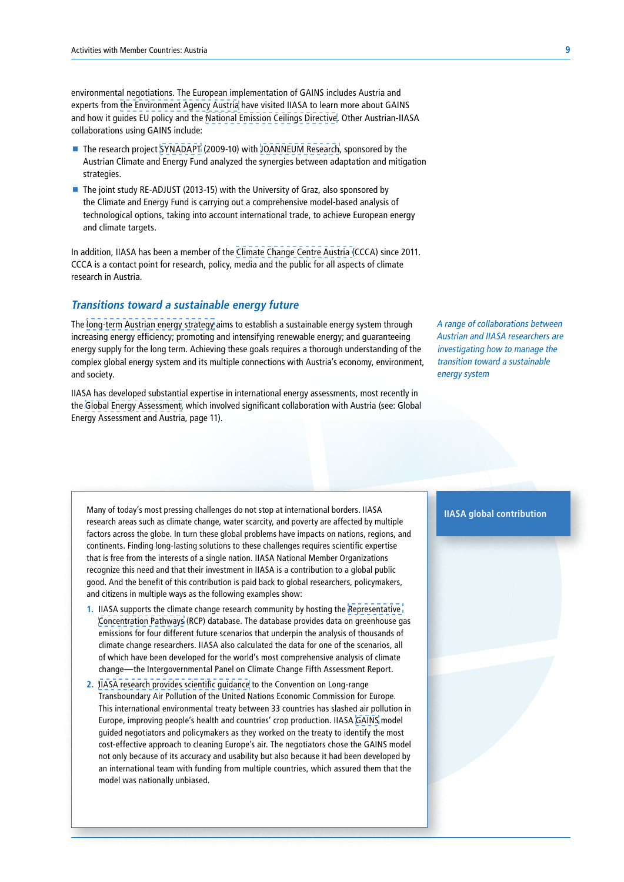environmental negotiations. The European implementation of GAINS includes Austria and experts from the Environment Agency Austria have visited IIASA to learn more about GAINS and how it guides EU policy and the National Emission Ceilings Directive. Other Austrian-IIASA collaborations using GAINS include:

- The research project SYNADAPT (2009-10) with JOANNEUM Research, sponsored by the Austrian Climate and Energy Fund analyzed the synergies between adaptation and mitigation strategies.
- The joint study RE-ADJUST (2013-15) with the University of Graz, also sponsored by the Climate and Energy Fund is carrying out a comprehensive model-based analysis of technological options, taking into account international trade, to achieve European energy and climate targets.

In addition, IIASA has been a member of the Climate Change Centre Austria (CCCA) since 2011. CCCA is a contact point for research, policy, media and the public for all aspects of climate research in Austria.

## *Transitions toward a sustainable energy future*

*A range of collaborations between Austrian and IIASA researchers are investigating how to manage the transition toward a sustainable energy system*

The long-term Austrian energy strategy aims to establish a sustainable energy system through increasing energy efficiency; promoting and intensifying renewable energy; and guaranteeing energy supply for the long term. Achieving these goals requires a thorough understanding of the complex global energy system and its multiple connections with Austria's economy, environment, and society.

IIASA has developed substantial expertise in international energy assessments, most recently in the Global Energy Assessment, which involved significant collaboration with Austria (see: Global Energy Assessment and Austria, page 11).

### IIASA global contribution

Many of today's most pressing challenges do not stop at international borders. IIASA research areas such as climate change, water scarcity, and poverty are affected by multiple factors across the globe. In turn these global problems have impacts on nations, regions, and continents. Finding long-lasting solutions to these challenges requires scientific expertise that is free from the interests of a single nation. IIASA National Member Organizations recognize this need and that their investment in IIASA is a contribution to a global public good. And the benefit of this contribution is paid back to global researchers, policymakers, and citizens in multiple ways as the following examples show:

1. IIASA supports the climate change research community by hosting the Representative Concentration Pathways (RCP) database. The database provides data on greenhouse gas emissions for four different future scenarios that underpin the analysis of thousands of climate change researchers. IIASA also calculated the data for one of the scenarios, all of which have been developed for the world's most comprehensive analysis of climate change—the Intergovernmental Panel on Climate Change Fifth Assessment Report.
2. IIASA research provides scientific guidance to the Convention on Long-range Transboundary Air Pollution of the United Nations Economic Commission for Europe. This international environmental treaty between 33 countries has slashed air pollution in Europe, improving people's health and countries' crop production. IIASA GAINS model guided negotiators and policymakers as they worked on the treaty to identify the most cost-effective approach to cleaning Europe's air. The negotiators chose the GAINS model not only because of its accuracy and usability but also because it had been developed by an international team with funding from multiple countries, which assured them that the model was nationally unbiased.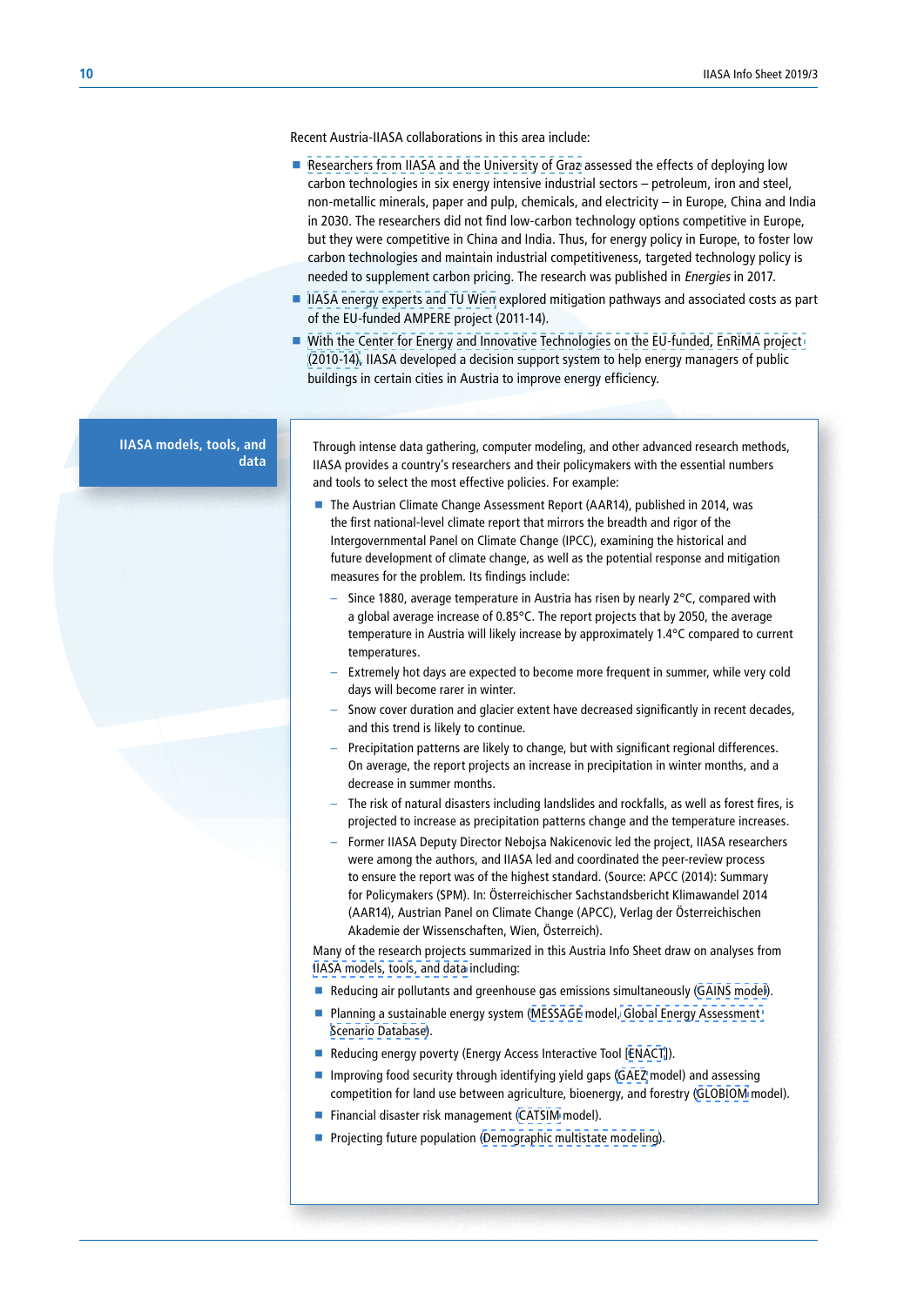Recent Austria-IIASA collaborations in this area include:

- Researchers from IIASA and the University of Graz assessed the effects of deploying low carbon technologies in six energy intensive industrial sectors – petroleum, iron and steel, non-metallic minerals, paper and pulp, chemicals, and electricity – in Europe, China and India in 2030. The researchers did not find low-carbon technology options competitive in Europe, but they were competitive in China and India. Thus, for energy policy in Europe, to foster low carbon technologies and maintain industrial competitiveness, targeted technology policy is needed to supplement carbon pricing. The research was published in *Energies* in 2017.
- IIASA energy experts and TU Wien explored mitigation pathways and associated costs as part of the EU-funded AMPERE project (2011-14).
- With the Center for Energy and Innovative Technologies on the EU-funded, EnRiMA project (2010-14), IIASA developed a decision support system to help energy managers of public buildings in certain cities in Austria to improve energy efficiency.

## IIASA models, tools, and data

Through intense data gathering, computer modeling, and other advanced research methods, IIASA provides a country's researchers and their policymakers with the essential numbers and tools to select the most effective policies. For example:

- The Austrian Climate Change Assessment Report (AAR14), published in 2014, was the first national-level climate report that mirrors the breadth and rigor of the Intergovernmental Panel on Climate Change (IPCC), examining the historical and future development of climate change, as well as the potential response and mitigation measures for the problem. Its findings include:
  - Since 1880, average temperature in Austria has risen by nearly 2°C, compared with a global average increase of 0.85°C. The report projects that by 2050, the average temperature in Austria will likely increase by approximately 1.4°C compared to current temperatures.
  - Extremely hot days are expected to become more frequent in summer, while very cold days will become rarer in winter.
  - Snow cover duration and glacier extent have decreased significantly in recent decades, and this trend is likely to continue.
  - Precipitation patterns are likely to change, but with significant regional differences. On average, the report projects an increase in precipitation in winter months, and a decrease in summer months.
  - The risk of natural disasters including landslides and rockfalls, as well as forest fires, is projected to increase as precipitation patterns change and the temperature increases.
  - Former IIASA Deputy Director Nebojsa Nakicenovic led the project, IIASA researchers were among the authors, and IIASA led and coordinated the peer-review process to ensure the report was of the highest standard. (Source: APCC (2014): Summary for Policymakers (SPM). In: Österreichischer Sachstandsbericht Klimawandel 2014 (AAR14), Austrian Panel on Climate Change (APCC), Verlag der Österreichischen Akademie der Wissenschaften, Wien, Österreich).

Many of the research projects summarized in this Austria Info Sheet draw on analyses from IIASA models, tools, and data including:

- Reducing air pollutants and greenhouse gas emissions simultaneously (GAINS model).
- Planning a sustainable energy system (MESSAGE model, Global Energy Assessment Scenario Database).
- Reducing energy poverty (Energy Access Interactive Tool [ENACT]).
- Improving food security through identifying yield gaps (GAEZ model) and assessing competition for land use between agriculture, bioenergy, and forestry (GLOBIOM model).
- Financial disaster risk management (CATSIM model).
- Projecting future population (Demographic multistate modeling).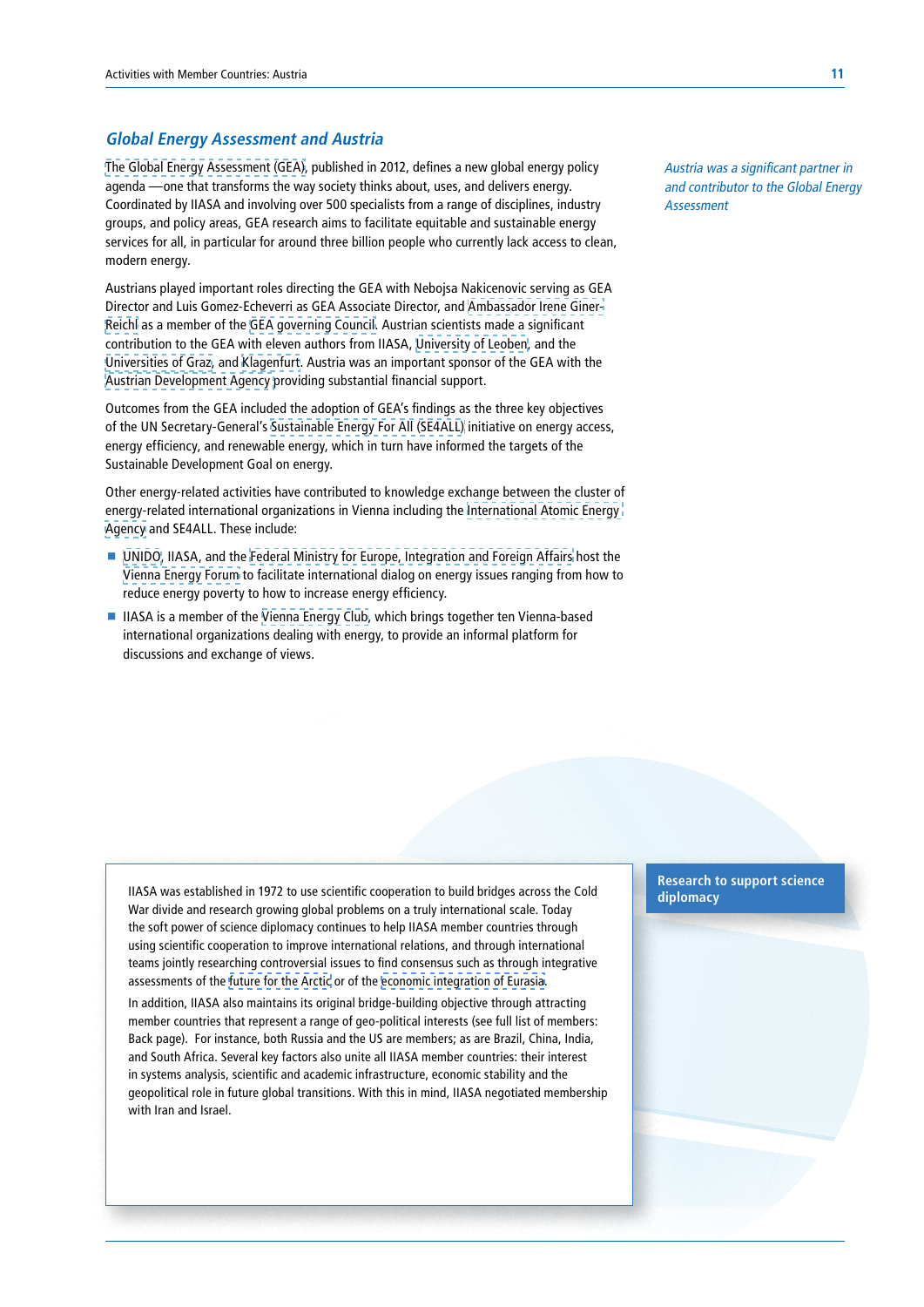## Global Energy Assessment and Austria

*Austria was a significant partner in and contributor to the Global Energy Assessment*

The Global Energy Assessment (GEA), published in 2012, defines a new global energy policy agenda —one that transforms the way society thinks about, uses, and delivers energy. Coordinated by IIASA and involving over 500 specialists from a range of disciplines, industry groups, and policy areas, GEA research aims to facilitate equitable and sustainable energy services for all, in particular for around three billion people who currently lack access to clean, modern energy.

Austrians played important roles directing the GEA with Nebojsa Nakicenovic serving as GEA Director and Luis Gomez-Echeverri as GEA Associate Director, and Ambassador Irene Giner-Reichl as a member of the GEA governing Council. Austrian scientists made a significant contribution to the GEA with eleven authors from IIASA, University of Leoben, and the Universities of Graz, and Klagenfurt. Austria was an important sponsor of the GEA with the Austrian Development Agency providing substantial financial support.

Outcomes from the GEA included the adoption of GEA's findings as the three key objectives of the UN Secretary-General's Sustainable Energy For All (SE4ALL) initiative on energy access, energy efficiency, and renewable energy, which in turn have informed the targets of the Sustainable Development Goal on energy.

Other energy-related activities have contributed to knowledge exchange between the cluster of energy-related international organizations in Vienna including the International Atomic Energy Agency and SE4ALL. These include:

- UNIDO, IIASA, and the Federal Ministry for Europe, Integration and Foreign Affairs host the Vienna Energy Forum to facilitate international dialog on energy issues ranging from how to reduce energy poverty to how to increase energy efficiency.
- IIASA is a member of the Vienna Energy Club, which brings together ten Vienna-based international organizations dealing with energy, to provide an informal platform for discussions and exchange of views.

**Research to support science diplomacy**

IIASA was established in 1972 to use scientific cooperation to build bridges across the Cold War divide and research growing global problems on a truly international scale. Today the soft power of science diplomacy continues to help IIASA member countries through using scientific cooperation to improve international relations, and through international teams jointly researching controversial issues to find consensus such as through integrative assessments of the future for the Arctic or of the economic integration of Eurasia.

In addition, IIASA also maintains its original bridge-building objective through attracting member countries that represent a range of geo-political interests (see full list of members: Back page). For instance, both Russia and the US are members; as are Brazil, China, India, and South Africa. Several key factors also unite all IIASA member countries: their interest in systems analysis, scientific and academic infrastructure, economic stability and the geopolitical role in future global transitions. With this in mind, IIASA negotiated membership with Iran and Israel.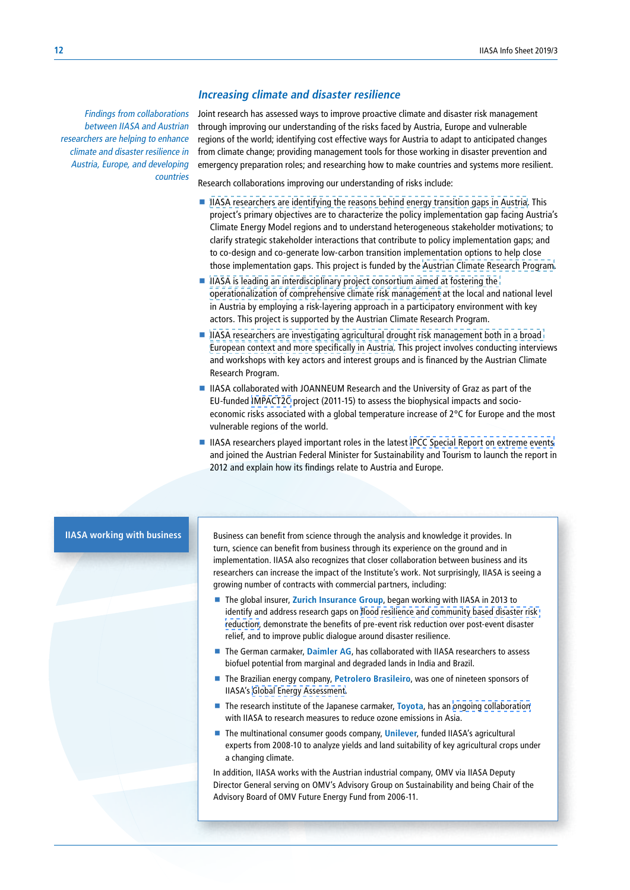## *Increasing climate and disaster resilience*

*Findings from collaborations between IIASA and Austrian researchers are helping to enhance climate and disaster resilience in Austria, Europe, and developing countries*

Joint research has assessed ways to improve proactive climate and disaster risk management through improving our understanding of the risks faced by Austria, Europe and vulnerable regions of the world; identifying cost effective ways for Austria to adapt to anticipated changes from climate change; providing management tools for those working in disaster prevention and emergency preparation roles; and researching how to make countries and systems more resilient.

Research collaborations improving our understanding of risks include:

- IIASA researchers are identifying the reasons behind energy transition gaps in Austria. This project's primary objectives are to characterize the policy implementation gap facing Austria's Climate Energy Model regions and to understand heterogeneous stakeholder motivations; to clarify strategic stakeholder interactions that contribute to policy implementation gaps; and to co-design and co-generate low-carbon transition implementation options to help close those implementation gaps. This project is funded by the Austrian Climate Research Program.
- IIASA is leading an interdisciplinary project consortium aimed at fostering the operationalization of comprehensive climate risk management at the local and national level in Austria by employing a risk-layering approach in a participatory environment with key actors. This project is supported by the Austrian Climate Research Program.
- IIASA researchers are investigating agricultural drought risk management both in a broad European context and more specifically in Austria. This project involves conducting interviews and workshops with key actors and interest groups and is financed by the Austrian Climate Research Program.
- IIASA collaborated with JOANNEUM Research and the University of Graz as part of the EU-funded IMPACT2C project (2011-15) to assess the biophysical impacts and socio-economic risks associated with a global temperature increase of 2°C for Europe and the most vulnerable regions of the world.
- IIASA researchers played important roles in the latest IPCC Special Report on extreme events and joined the Austrian Federal Minister for Sustainability and Tourism to launch the report in 2012 and explain how its findings relate to Austria and Europe.

### IIASA working with business

Business can benefit from science through the analysis and knowledge it provides. In turn, science can benefit from business through its experience on the ground and in implementation. IIASA also recognizes that closer collaboration between business and its researchers can increase the impact of the Institute's work. Not surprisingly, IIASA is seeing a growing number of contracts with commercial partners, including:

- The global insurer, **Zurich Insurance Group**, began working with IIASA in 2013 to identify and address research gaps on flood resilience and community based disaster risk reduction, demonstrate the benefits of pre-event risk reduction over post-event disaster relief, and to improve public dialogue around disaster resilience.
- The German carmaker, **Daimler AG**, has collaborated with IIASA researchers to assess biofuel potential from marginal and degraded lands in India and Brazil.
- The Brazilian energy company, **Petrolero Brasileiro**, was one of nineteen sponsors of IIASA's Global Energy Assessment.
- The research institute of the Japanese carmaker, **Toyota**, has an ongoing collaboration with IIASA to research measures to reduce ozone emissions in Asia.
- The multinational consumer goods company, **Unilever**, funded IIASA's agricultural experts from 2008-10 to analyze yields and land suitability of key agricultural crops under a changing climate.

In addition, IIASA works with the Austrian industrial company, OMV via IIASA Deputy Director General serving on OMV's Advisory Group on Sustainability and being Chair of the Advisory Board of OMV Future Energy Fund from 2006-11.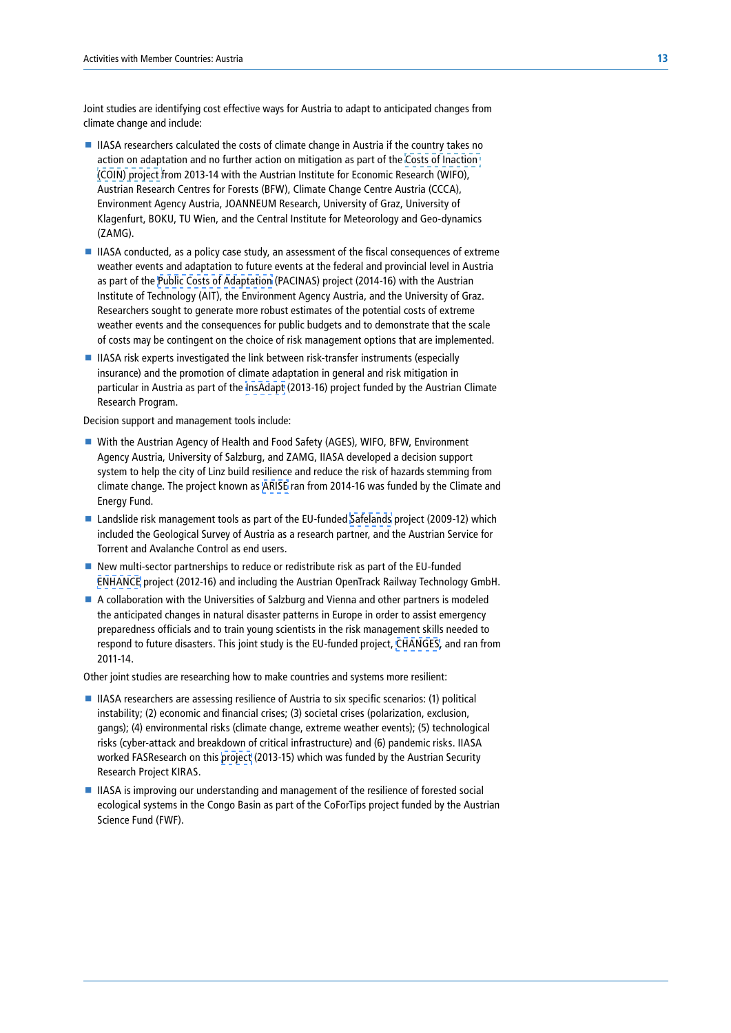Joint studies are identifying cost effective ways for Austria to adapt to anticipated changes from climate change and include:

- IIASA researchers calculated the costs of climate change in Austria if the country takes no action on adaptation and no further action on mitigation as part of the Costs of Inaction (COIN) project from 2013-14 with the Austrian Institute for Economic Research (WIFO), Austrian Research Centres for Forests (BFW), Climate Change Centre Austria (CCCA), Environment Agency Austria, JOANNEUM Research, University of Graz, University of Klagenfurt, BOKU, TU Wien, and the Central Institute for Meteorology and Geo-dynamics (ZAMG).
- IIASA conducted, as a policy case study, an assessment of the fiscal consequences of extreme weather events and adaptation to future events at the federal and provincial level in Austria as part of the Public Costs of Adaptation (PACINAS) project (2014-16) with the Austrian Institute of Technology (AIT), the Environment Agency Austria, and the University of Graz. Researchers sought to generate more robust estimates of the potential costs of extreme weather events and the consequences for public budgets and to demonstrate that the scale of costs may be contingent on the choice of risk management options that are implemented.
- IIASA risk experts investigated the link between risk-transfer instruments (especially insurance) and the promotion of climate adaptation in general and risk mitigation in particular in Austria as part of the InsAdapt (2013-16) project funded by the Austrian Climate Research Program.

Decision support and management tools include:

- With the Austrian Agency of Health and Food Safety (AGES), WIFO, BFW, Environment Agency Austria, University of Salzburg, and ZAMG, IIASA developed a decision support system to help the city of Linz build resilience and reduce the risk of hazards stemming from climate change. The project known as ARISE ran from 2014-16 was funded by the Climate and Energy Fund.
- Landslide risk management tools as part of the EU-funded Safelands project (2009-12) which included the Geological Survey of Austria as a research partner, and the Austrian Service for Torrent and Avalanche Control as end users.
- New multi-sector partnerships to reduce or redistribute risk as part of the EU-funded ENHANCE project (2012-16) and including the Austrian OpenTrack Railway Technology GmbH.
- A collaboration with the Universities of Salzburg and Vienna and other partners is modeled the anticipated changes in natural disaster patterns in Europe in order to assist emergency preparedness officials and to train young scientists in the risk management skills needed to respond to future disasters. This joint study is the EU-funded project, CHANGES, and ran from 2011-14.

Other joint studies are researching how to make countries and systems more resilient:

- IIASA researchers are assessing resilience of Austria to six specific scenarios: (1) political instability; (2) economic and financial crises; (3) societal crises (polarization, exclusion, gangs); (4) environmental risks (climate change, extreme weather events); (5) technological risks (cyber-attack and breakdown of critical infrastructure) and (6) pandemic risks. IIASA worked FASResearch on this project (2013-15) which was funded by the Austrian Security Research Project KIRAS.
- IIASA is improving our understanding and management of the resilience of forested social ecological systems in the Congo Basin as part of the CoForTips project funded by the Austrian Science Fund (FWF).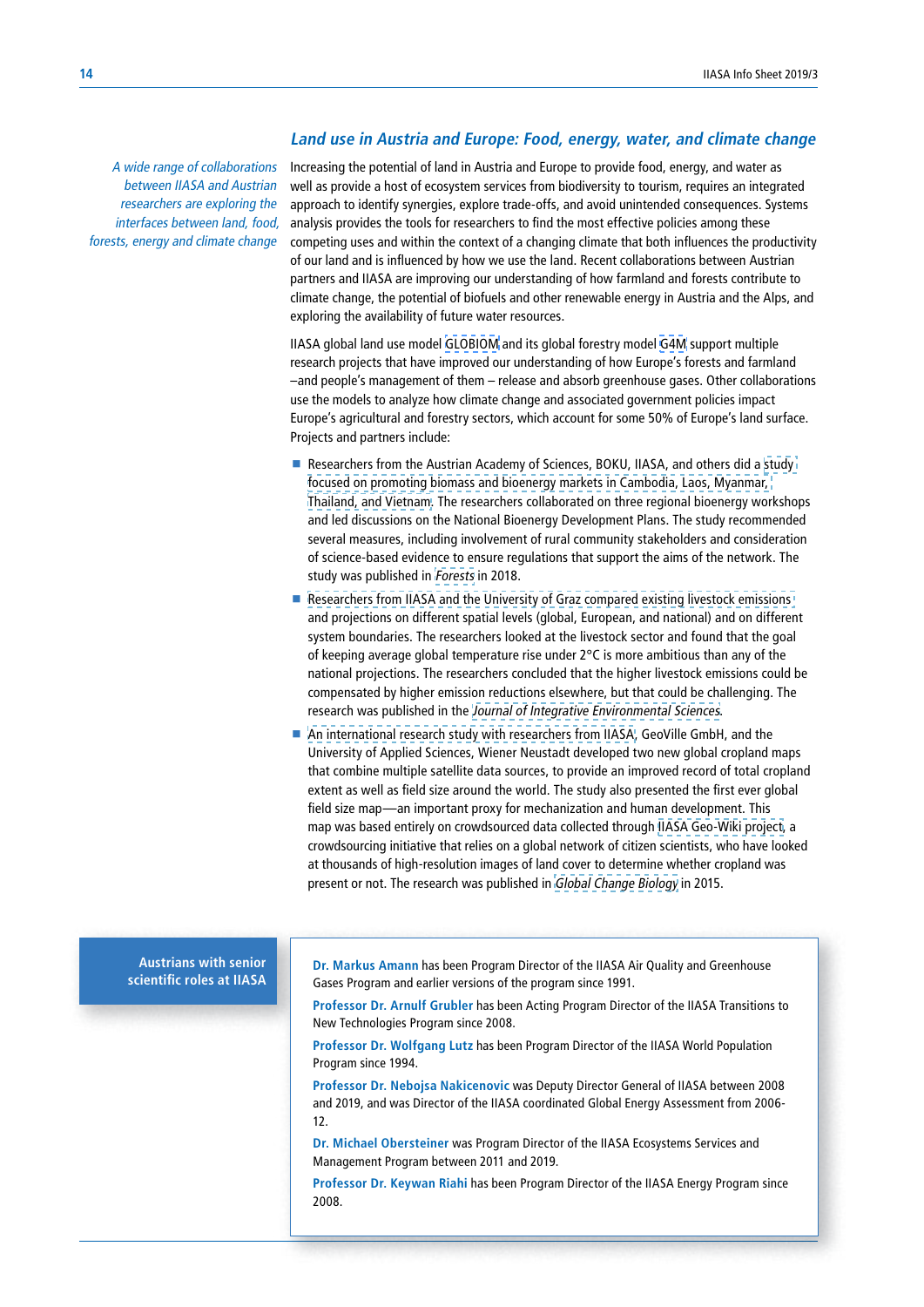## *Land use in Austria and Europe: Food, energy, water, and climate change*

*A wide range of collaborations between IIASA and Austrian researchers are exploring the interfaces between land, food, forests, energy and climate change*

Increasing the potential of land in Austria and Europe to provide food, energy, and water as well as provide a host of ecosystem services from biodiversity to tourism, requires an integrated approach to identify synergies, explore trade-offs, and avoid unintended consequences. Systems analysis provides the tools for researchers to find the most effective policies among these competing uses and within the context of a changing climate that both influences the productivity of our land and is influenced by how we use the land. Recent collaborations between Austrian partners and IIASA are improving our understanding of how farmland and forests contribute to climate change, the potential of biofuels and other renewable energy in Austria and the Alps, and exploring the availability of future water resources.

IIASA global land use model GLOBIOM and its global forestry model G4M support multiple research projects that have improved our understanding of how Europe's forests and farmland –and people's management of them – release and absorb greenhouse gases. Other collaborations use the models to analyze how climate change and associated government policies impact Europe's agricultural and forestry sectors, which account for some 50% of Europe's land surface. Projects and partners include:

- Researchers from the Austrian Academy of Sciences, BOKU, IIASA, and others did a study focused on promoting biomass and bioenergy markets in Cambodia, Laos, Myanmar, Thailand, and Vietnam. The researchers collaborated on three regional bioenergy workshops and led discussions on the National Bioenergy Development Plans. The study recommended several measures, including involvement of rural community stakeholders and consideration of science-based evidence to ensure regulations that support the aims of the network. The study was published in *Forests* in 2018.
- Researchers from IIASA and the University of Graz compared existing livestock emissions and projections on different spatial levels (global, European, and national) and on different system boundaries. The researchers looked at the livestock sector and found that the goal of keeping average global temperature rise under 2°C is more ambitious than any of the national projections. The researchers concluded that the higher livestock emissions could be compensated by higher emission reductions elsewhere, but that could be challenging. The research was published in the *Journal of Integrative Environmental Sciences*.
- An international research study with researchers from IIASA, GeoVille GmbH, and the University of Applied Sciences, Wiener Neustadt developed two new global cropland maps that combine multiple satellite data sources, to provide an improved record of total cropland extent as well as field size around the world. The study also presented the first ever global field size map—an important proxy for mechanization and human development. This map was based entirely on crowdsourced data collected through IIASA Geo-Wiki project, a crowdsourcing initiative that relies on a global network of citizen scientists, who have looked at thousands of high-resolution images of land cover to determine whether cropland was present or not. The research was published in *Global Change Biology* in 2015.

**Austrians with senior scientific roles at IIASA**

**Dr. Markus Amann** has been Program Director of the IIASA Air Quality and Greenhouse Gases Program and earlier versions of the program since 1991.

**Professor Dr. Arnulf Grubler** has been Acting Program Director of the IIASA Transitions to New Technologies Program since 2008.

**Professor Dr. Wolfgang Lutz** has been Program Director of the IIASA World Population Program since 1994.

**Professor Dr. Nebojsa Nakicenovic** was Deputy Director General of IIASA between 2008 and 2019, and was Director of the IIASA coordinated Global Energy Assessment from 2006-12.

**Dr. Michael Obersteiner** was Program Director of the IIASA Ecosystems Services and Management Program between 2011 and 2019.

**Professor Dr. Keywan Riahi** has been Program Director of the IIASA Energy Program since 2008.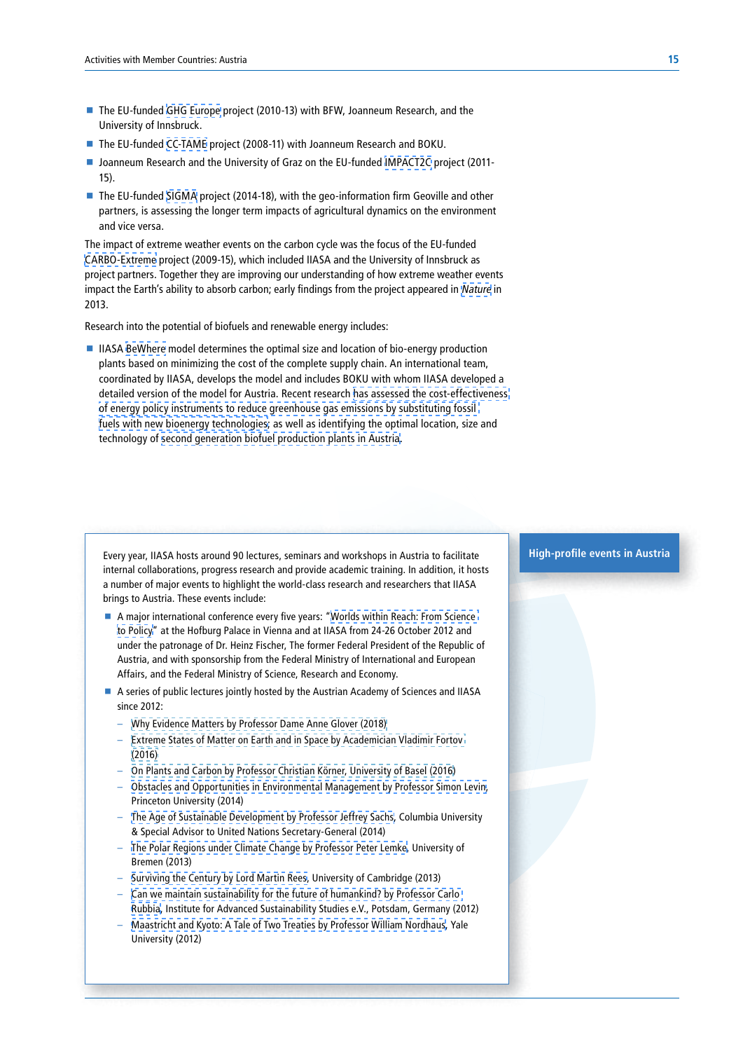- The EU-funded GHG Europe project (2010-13) with BFW, Joanneum Research, and the University of Innsbruck.
- The EU-funded CC-TAME project (2008-11) with Joanneum Research and BOKU.
- Joanneum Research and the University of Graz on the EU-funded IMPACT2C project (2011-15).
- The EU-funded SIGMA project (2014-18), with the geo-information firm Geoville and other partners, is assessing the longer term impacts of agricultural dynamics on the environment and vice versa.

The impact of extreme weather events on the carbon cycle was the focus of the EU-funded CARBO-Extreme project (2009-15), which included IIASA and the University of Innsbruck as project partners. Together they are improving our understanding of how extreme weather events impact the Earth's ability to absorb carbon; early findings from the project appeared in *Nature* in 2013.

Research into the potential of biofuels and renewable energy includes:

- IIASA BeWhere model determines the optimal size and location of bio-energy production plants based on minimizing the cost of the complete supply chain. An international team, coordinated by IIASA, develops the model and includes BOKU with whom IIASA developed a detailed version of the model for Austria. Recent research has assessed the cost-effectiveness of energy policy instruments to reduce greenhouse gas emissions by substituting fossil fuels with new bioenergy technologies, as well as identifying the optimal location, size and technology of second generation biofuel production plants in Austria.

## High-profile events in Austria

Every year, IIASA hosts around 90 lectures, seminars and workshops in Austria to facilitate internal collaborations, progress research and provide academic training. In addition, it hosts a number of major events to highlight the world-class research and researchers that IIASA brings to Austria. These events include:

- A major international conference every five years: "Worlds within Reach: From Science to Policy" at the Hofburg Palace in Vienna and at IIASA from 24-26 October 2012 and under the patronage of Dr. Heinz Fischer, The former Federal President of the Republic of Austria, and with sponsorship from the Federal Ministry of International and European Affairs, and the Federal Ministry of Science, Research and Economy.
- A series of public lectures jointly hosted by the Austrian Academy of Sciences and IIASA since 2012:
  - Why Evidence Matters by Professor Dame Anne Glover (2018)
  - Extreme States of Matter on Earth and in Space by Academician Vladimir Fortov (2016)
  - On Plants and Carbon by Professor Christian Körner, University of Basel (2016)
  - Obstacles and Opportunities in Environmental Management by Professor Simon Levin, Princeton University (2014)
  - The Age of Sustainable Development by Professor Jeffrey Sachs, Columbia University & Special Advisor to United Nations Secretary-General (2014)
  - The Polar Regions under Climate Change by Professor Peter Lemke, University of Bremen (2013)
  - Surviving the Century by Lord Martin Rees, University of Cambridge (2013)
  - Can we maintain sustainability for the future of humankind? by Professor Carlo Rubbia, Institute for Advanced Sustainability Studies e.V., Potsdam, Germany (2012)
  - Maastricht and Kyoto: A Tale of Two Treaties by Professor William Nordhaus, Yale University (2012)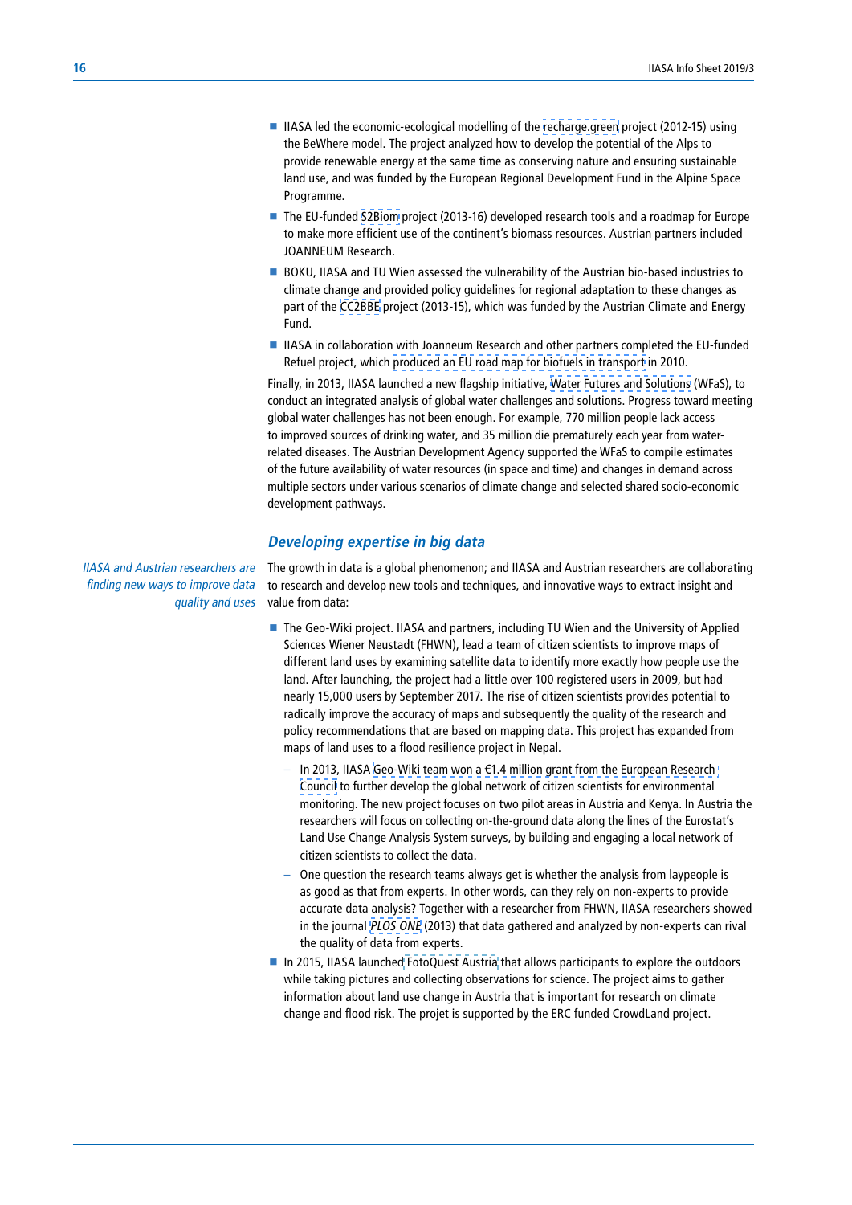- IIASA led the economic-ecological modelling of the recharge.green project (2012-15) using the BeWhere model. The project analyzed how to develop the potential of the Alps to provide renewable energy at the same time as conserving nature and ensuring sustainable land use, and was funded by the European Regional Development Fund in the Alpine Space Programme.
- The EU-funded S2Biom project (2013-16) developed research tools and a roadmap for Europe to make more efficient use of the continent's biomass resources. Austrian partners included JOANNEUM Research.
- BOKU, IIASA and TU Wien assessed the vulnerability of the Austrian bio-based industries to climate change and provided policy guidelines for regional adaptation to these changes as part of the CC2BBE project (2013-15), which was funded by the Austrian Climate and Energy Fund.
- IIASA in collaboration with Joanneum Research and other partners completed the EU-funded Refuel project, which produced an EU road map for biofuels in transport in 2010.

Finally, in 2013, IIASA launched a new flagship initiative, Water Futures and Solutions (WFaS), to conduct an integrated analysis of global water challenges and solutions. Progress toward meeting global water challenges has not been enough. For example, 770 million people lack access to improved sources of drinking water, and 35 million die prematurely each year from water-related diseases. The Austrian Development Agency supported the WFaS to compile estimates of the future availability of water resources (in space and time) and changes in demand across multiple sectors under various scenarios of climate change and selected shared socio-economic development pathways.

## *Developing expertise in big data*

*IIASA and Austrian researchers are finding new ways to improve data quality and uses*

The growth in data is a global phenomenon; and IIASA and Austrian researchers are collaborating to research and develop new tools and techniques, and innovative ways to extract insight and value from data:

- The Geo-Wiki project. IIASA and partners, including TU Wien and the University of Applied Sciences Wiener Neustadt (FHWN), lead a team of citizen scientists to improve maps of different land uses by examining satellite data to identify more exactly how people use the land. After launching, the project had a little over 100 registered users in 2009, but had nearly 15,000 users by September 2017. The rise of citizen scientists provides potential to radically improve the accuracy of maps and subsequently the quality of the research and policy recommendations that are based on mapping data. This project has expanded from maps of land uses to a flood resilience project in Nepal.
  - In 2013, IIASA Geo-Wiki team won a €1.4 million grant from the European Research Council to further develop the global network of citizen scientists for environmental monitoring. The new project focuses on two pilot areas in Austria and Kenya. In Austria the researchers will focus on collecting on-the-ground data along the lines of the Eurostat's Land Use Change Analysis System surveys, by building and engaging a local network of citizen scientists to collect the data.
  - One question the research teams always get is whether the analysis from laypeople is as good as that from experts. In other words, can they rely on non-experts to provide accurate data analysis? Together with a researcher from FHWN, IIASA researchers showed in the journal *PLOS ONE* (2013) that data gathered and analyzed by non-experts can rival the quality of data from experts.
- In 2015, IIASA launched FotoQuest Austria that allows participants to explore the outdoors while taking pictures and collecting observations for science. The project aims to gather information about land use change in Austria that is important for research on climate change and flood risk. The projet is supported by the ERC funded CrowdLand project.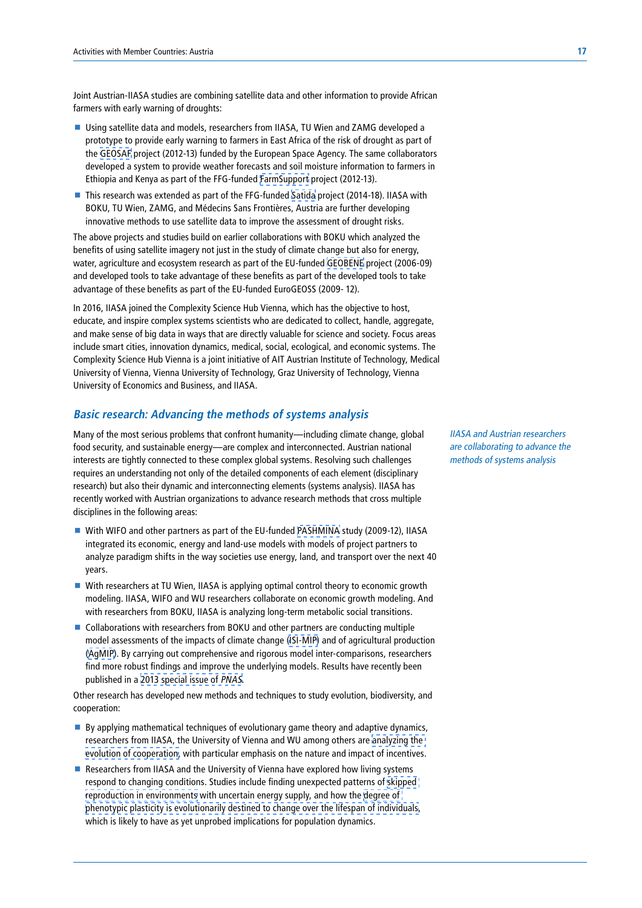Joint Austrian-IIASA studies are combining satellite data and other information to provide African farmers with early warning of droughts:

- Using satellite data and models, researchers from IIASA, TU Wien and ZAMG developed a prototype to provide early warning to farmers in East Africa of the risk of drought as part of the GEOSAF project (2012-13) funded by the European Space Agency. The same collaborators developed a system to provide weather forecasts and soil moisture information to farmers in Ethiopia and Kenya as part of the FFG-funded FarmSupport project (2012-13).
- This research was extended as part of the FFG-funded Satida project (2014-18). IIASA with BOKU, TU Wien, ZAMG, and Médecins Sans Frontières, Austria are further developing innovative methods to use satellite data to improve the assessment of drought risks.

The above projects and studies build on earlier collaborations with BOKU which analyzed the benefits of using satellite imagery not just in the study of climate change but also for energy, water, agriculture and ecosystem research as part of the EU-funded GEOBENE project (2006-09) and developed tools to take advantage of these benefits as part of the developed tools to take advantage of these benefits as part of the EU-funded EuroGEOSS (2009- 12).

In 2016, IIASA joined the Complexity Science Hub Vienna, which has the objective to host, educate, and inspire complex systems scientists who are dedicated to collect, handle, aggregate, and make sense of big data in ways that are directly valuable for science and society. Focus areas include smart cities, innovation dynamics, medical, social, ecological, and economic systems. The Complexity Science Hub Vienna is a joint initiative of AIT Austrian Institute of Technology, Medical University of Vienna, Vienna University of Technology, Graz University of Technology, Vienna University of Economics and Business, and IIASA.

## *Basic research: Advancing the methods of systems analysis*

*IIASA and Austrian researchers are collaborating to advance the methods of systems analysis*

Many of the most serious problems that confront humanity—including climate change, global food security, and sustainable energy—are complex and interconnected. Austrian national interests are tightly connected to these complex global systems. Resolving such challenges requires an understanding not only of the detailed components of each element (disciplinary research) but also their dynamic and interconnecting elements (systems analysis). IIASA has recently worked with Austrian organizations to advance research methods that cross multiple disciplines in the following areas:

- With WIFO and other partners as part of the EU-funded PASHMINA study (2009-12), IIASA integrated its economic, energy and land-use models with models of project partners to analyze paradigm shifts in the way societies use energy, land, and transport over the next 40 years.
- With researchers at TU Wien, IIASA is applying optimal control theory to economic growth modeling. IIASA, WIFO and WU researchers collaborate on economic growth modeling. And with researchers from BOKU, IIASA is analyzing long-term metabolic social transitions.
- Collaborations with researchers from BOKU and other partners are conducting multiple model assessments of the impacts of climate change (ISI-MIP) and of agricultural production (AgMIP). By carrying out comprehensive and rigorous model inter-comparisons, researchers find more robust findings and improve the underlying models. Results have recently been published in a 2013 special issue of *PNAS*.

Other research has developed new methods and techniques to study evolution, biodiversity, and cooperation:

- By applying mathematical techniques of evolutionary game theory and adaptive dynamics, researchers from IIASA, the University of Vienna and WU among others are analyzing the evolution of cooperation, with particular emphasis on the nature and impact of incentives.
- Researchers from IIASA and the University of Vienna have explored how living systems respond to changing conditions. Studies include finding unexpected patterns of skipped reproduction in environments with uncertain energy supply, and how the degree of phenotypic plasticity is evolutionarily destined to change over the lifespan of individuals, which is likely to have as yet unprobed implications for population dynamics.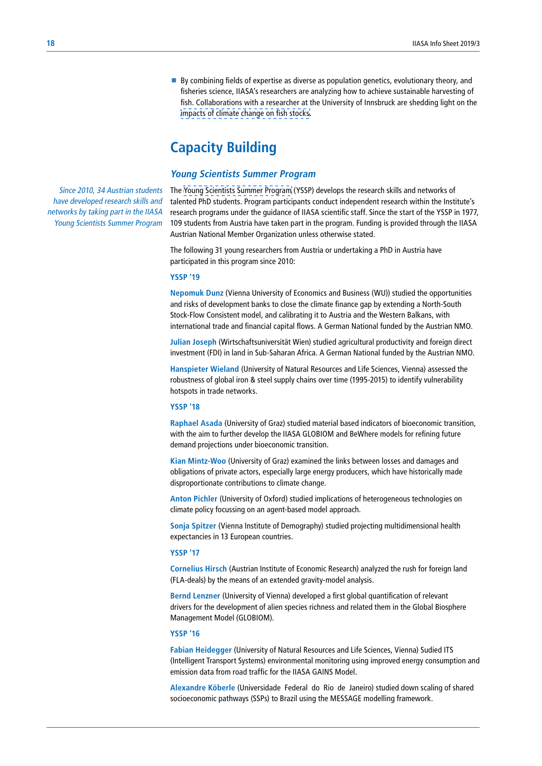- By combining fields of expertise as diverse as population genetics, evolutionary theory, and fisheries science, IIASA's researchers are analyzing how to achieve sustainable harvesting of fish. Collaborations with a researcher at the University of Innsbruck are shedding light on the impacts of climate change on fish stocks.

## Capacity Building

### *Young Scientists Summer Program*

*Since 2010, 34 Austrian students have developed research skills and networks by taking part in the IIASA Young Scientists Summer Program*

The Young Scientists Summer Program (YSSP) develops the research skills and networks of talented PhD students. Program participants conduct independent research within the Institute's research programs under the guidance of IIASA scientific staff. Since the start of the YSSP in 1977, 109 students from Austria have taken part in the program. Funding is provided through the IIASA Austrian National Member Organization unless otherwise stated.

The following 31 young researchers from Austria or undertaking a PhD in Austria have participated in this program since 2010:

**YSSP '19**

**Nepomuk Dunz** (Vienna University of Economics and Business (WU)) studied the opportunities and risks of development banks to close the climate finance gap by extending a North-South Stock-Flow Consistent model, and calibrating it to Austria and the Western Balkans, with international trade and financial capital flows. A German National funded by the Austrian NMO.

**Julian Joseph** (Wirtschaftsuniversität Wien) studied agricultural productivity and foreign direct investment (FDI) in land in Sub-Saharan Africa. A German National funded by the Austrian NMO.

**Hanspieter Wieland** (University of Natural Resources and Life Sciences, Vienna) assessed the robustness of global iron & steel supply chains over time (1995-2015) to identify vulnerability hotspots in trade networks.

**YSSP '18**

**Raphael Asada** (University of Graz) studied material based indicators of bioeconomic transition, with the aim to further develop the IIASA GLOBIOM and BeWhere models for refining future demand projections under bioeconomic transition.

**Kian Mintz-Woo** (University of Graz) examined the links between losses and damages and obligations of private actors, especially large energy producers, which have historically made disproportionate contributions to climate change.

**Anton Pichler** (University of Oxford) studied implications of heterogeneous technologies on climate policy focussing on an agent-based model approach.

**Sonja Spitzer** (Vienna Institute of Demography) studied projecting multidimensional health expectancies in 13 European countries.

**YSSP '17**

**Cornelius Hirsch** (Austrian Institute of Economic Research) analyzed the rush for foreign land (FLA-deals) by the means of an extended gravity-model analysis.

**Bernd Lenzner** (University of Vienna) developed a first global quantification of relevant drivers for the development of alien species richness and related them in the Global Biosphere Management Model (GLOBIOM).

**YSSP '16**

**Fabian Heidegger** (University of Natural Resources and Life Sciences, Vienna) Sudied ITS (Intelligent Transport Systems) environmental monitoring using improved energy consumption and emission data from road traffic for the IIASA GAINS Model.

**Alexandre Köberle** (Universidade Federal do Rio de Janeiro) studied down scaling of shared socioeconomic pathways (SSPs) to Brazil using the MESSAGE modelling framework.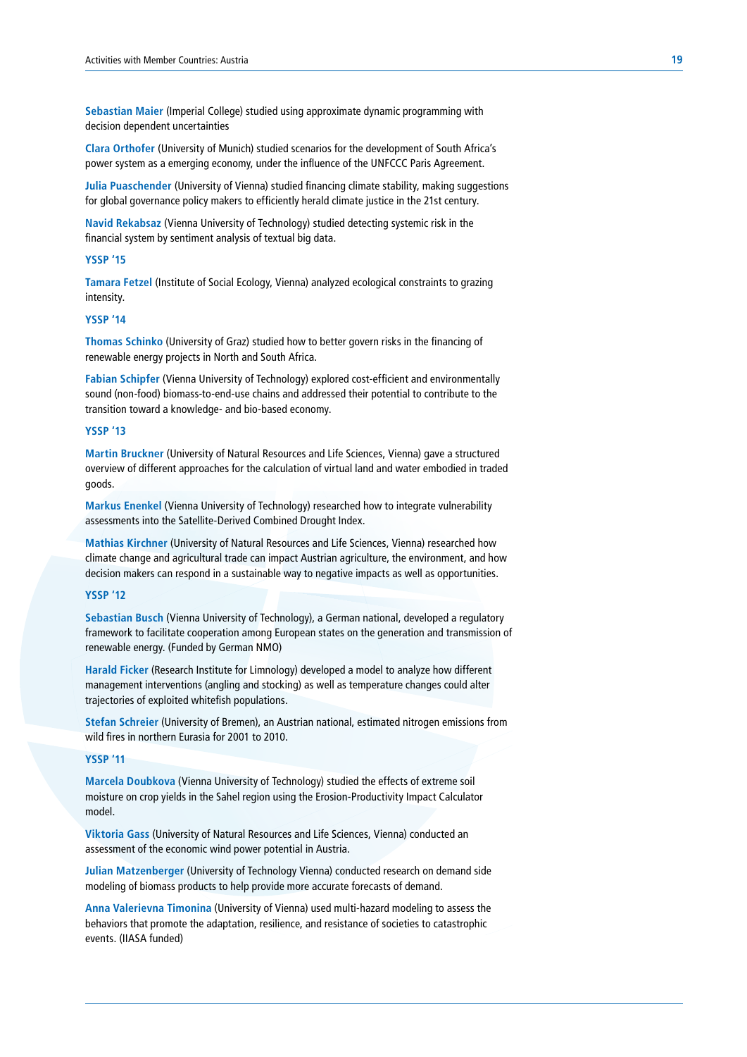**Sebastian Maier** (Imperial College) studied using approximate dynamic programming with decision dependent uncertainties

**Clara Orthofer** (University of Munich) studied scenarios for the development of South Africa's power system as a emerging economy, under the influence of the UNFCCC Paris Agreement.

**Julia Puaschender** (University of Vienna) studied financing climate stability, making suggestions for global governance policy makers to efficiently herald climate justice in the 21st century.

**Navid Rekabsaz** (Vienna University of Technology) studied detecting systemic risk in the financial system by sentiment analysis of textual big data.

### YSSP '15

**Tamara Fetzel** (Institute of Social Ecology, Vienna) analyzed ecological constraints to grazing intensity.

### YSSP '14

**Thomas Schinko** (University of Graz) studied how to better govern risks in the financing of renewable energy projects in North and South Africa.

**Fabian Schipfer** (Vienna University of Technology) explored cost-efficient and environmentally sound (non-food) biomass-to-end-use chains and addressed their potential to contribute to the transition toward a knowledge- and bio-based economy.

### YSSP '13

**Martin Bruckner** (University of Natural Resources and Life Sciences, Vienna) gave a structured overview of different approaches for the calculation of virtual land and water embodied in traded goods.

**Markus Enenkel** (Vienna University of Technology) researched how to integrate vulnerability assessments into the Satellite-Derived Combined Drought Index.

**Mathias Kirchner** (University of Natural Resources and Life Sciences, Vienna) researched how climate change and agricultural trade can impact Austrian agriculture, the environment, and how decision makers can respond in a sustainable way to negative impacts as well as opportunities.

### YSSP '12

**Sebastian Busch** (Vienna University of Technology), a German national, developed a regulatory framework to facilitate cooperation among European states on the generation and transmission of renewable energy. (Funded by German NMO)

**Harald Ficker** (Research Institute for Limnology) developed a model to analyze how different management interventions (angling and stocking) as well as temperature changes could alter trajectories of exploited whitefish populations.

**Stefan Schreier** (University of Bremen), an Austrian national, estimated nitrogen emissions from wild fires in northern Eurasia for 2001 to 2010.

### YSSP '11

**Marcela Doubkova** (Vienna University of Technology) studied the effects of extreme soil moisture on crop yields in the Sahel region using the Erosion-Productivity Impact Calculator model.

**Viktoria Gass** (University of Natural Resources and Life Sciences, Vienna) conducted an assessment of the economic wind power potential in Austria.

**Julian Matzenberger** (University of Technology Vienna) conducted research on demand side modeling of biomass products to help provide more accurate forecasts of demand.

**Anna Valerievna Timonina** (University of Vienna) used multi-hazard modeling to assess the behaviors that promote the adaptation, resilience, and resistance of societies to catastrophic events. (IIASA funded)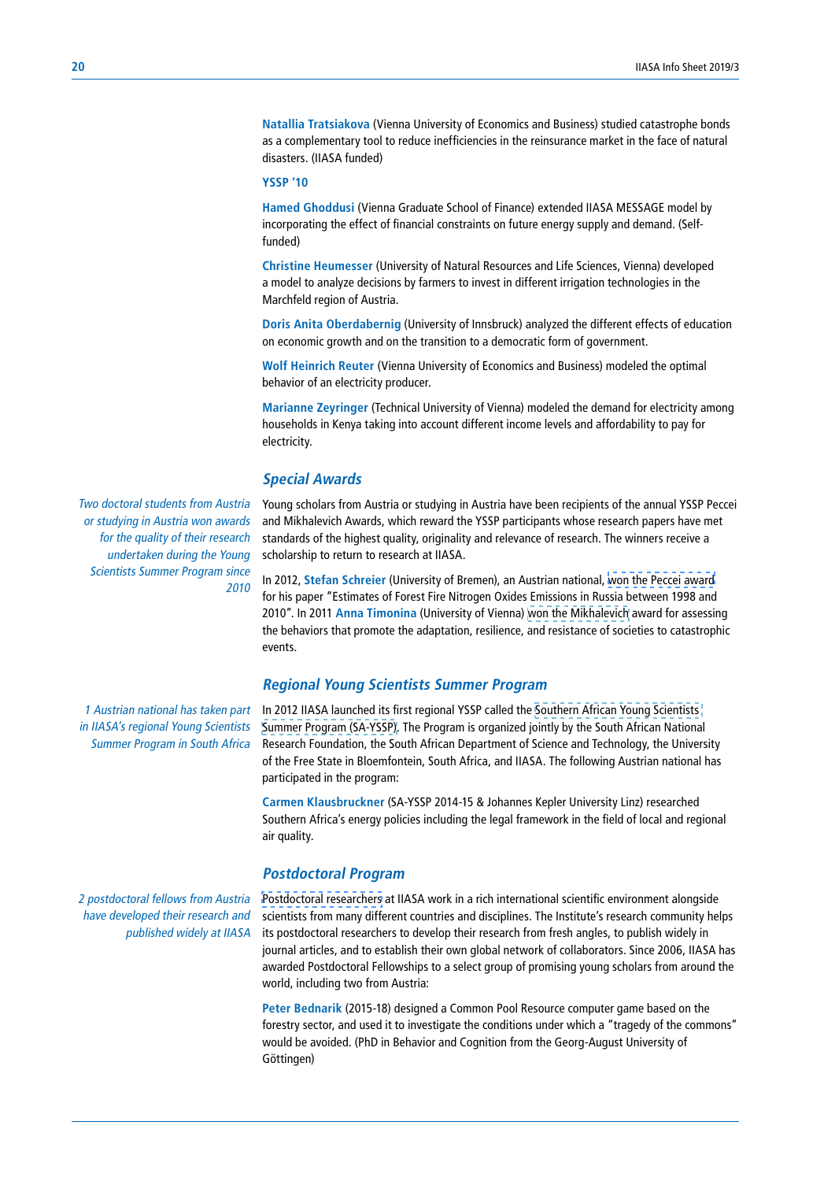**Natallia Tratsiakova** (Vienna University of Economics and Business) studied catastrophe bonds as a complementary tool to reduce inefficiencies in the reinsurance market in the face of natural disasters. (IIASA funded)

**YSSP '10**

**Hamed Ghoddusi** (Vienna Graduate School of Finance) extended IIASA MESSAGE model by incorporating the effect of financial constraints on future energy supply and demand. (Self-funded)

**Christine Heumesser** (University of Natural Resources and Life Sciences, Vienna) developed a model to analyze decisions by farmers to invest in different irrigation technologies in the Marchfeld region of Austria.

**Doris Anita Oberdabernig** (University of Innsbruck) analyzed the different effects of education on economic growth and on the transition to a democratic form of government.

**Wolf Heinrich Reuter** (Vienna University of Economics and Business) modeled the optimal behavior of an electricity producer.

**Marianne Zeyringer** (Technical University of Vienna) modeled the demand for electricity among households in Kenya taking into account different income levels and affordability to pay for electricity.

## Special Awards

*Two doctoral students from Austria or studying in Austria won awards for the quality of their research undertaken during the Young Scientists Summer Program since 2010*

Young scholars from Austria or studying in Austria have been recipients of the annual YSSP Peccei and Mikhalevich Awards, which reward the YSSP participants whose research papers have met standards of the highest quality, originality and relevance of research. The winners receive a scholarship to return to research at IIASA.

In 2012, **Stefan Schreier** (University of Bremen), an Austrian national, won the Peccei award for his paper "Estimates of Forest Fire Nitrogen Oxides Emissions in Russia between 1998 and 2010". In 2011 **Anna Timonina** (University of Vienna) won the Mikhalevich award for assessing the behaviors that promote the adaptation, resilience, and resistance of societies to catastrophic events.

## Regional Young Scientists Summer Program

*1 Austrian national has taken part in IIASA's regional Young Scientists Summer Program in South Africa*

In 2012 IIASA launched its first regional YSSP called the Southern African Young Scientists Summer Program (SA-YSSP). The Program is organized jointly by the South African National Research Foundation, the South African Department of Science and Technology, the University of the Free State in Bloemfontein, South Africa, and IIASA. The following Austrian national has participated in the program:

**Carmen Klausbruckner** (SA-YSSP 2014-15 & Johannes Kepler University Linz) researched Southern Africa's energy policies including the legal framework in the field of local and regional air quality.

## Postdoctoral Program

*2 postdoctoral fellows from Austria have developed their research and published widely at IIASA*

Postdoctoral researchers at IIASA work in a rich international scientific environment alongside scientists from many different countries and disciplines. The Institute's research community helps its postdoctoral researchers to develop their research from fresh angles, to publish widely in journal articles, and to establish their own global network of collaborators. Since 2006, IIASA has awarded Postdoctoral Fellowships to a select group of promising young scholars from around the world, including two from Austria:

**Peter Bednarik** (2015-18) designed a Common Pool Resource computer game based on the forestry sector, and used it to investigate the conditions under which a "tragedy of the commons" would be avoided. (PhD in Behavior and Cognition from the Georg-August University of Göttingen)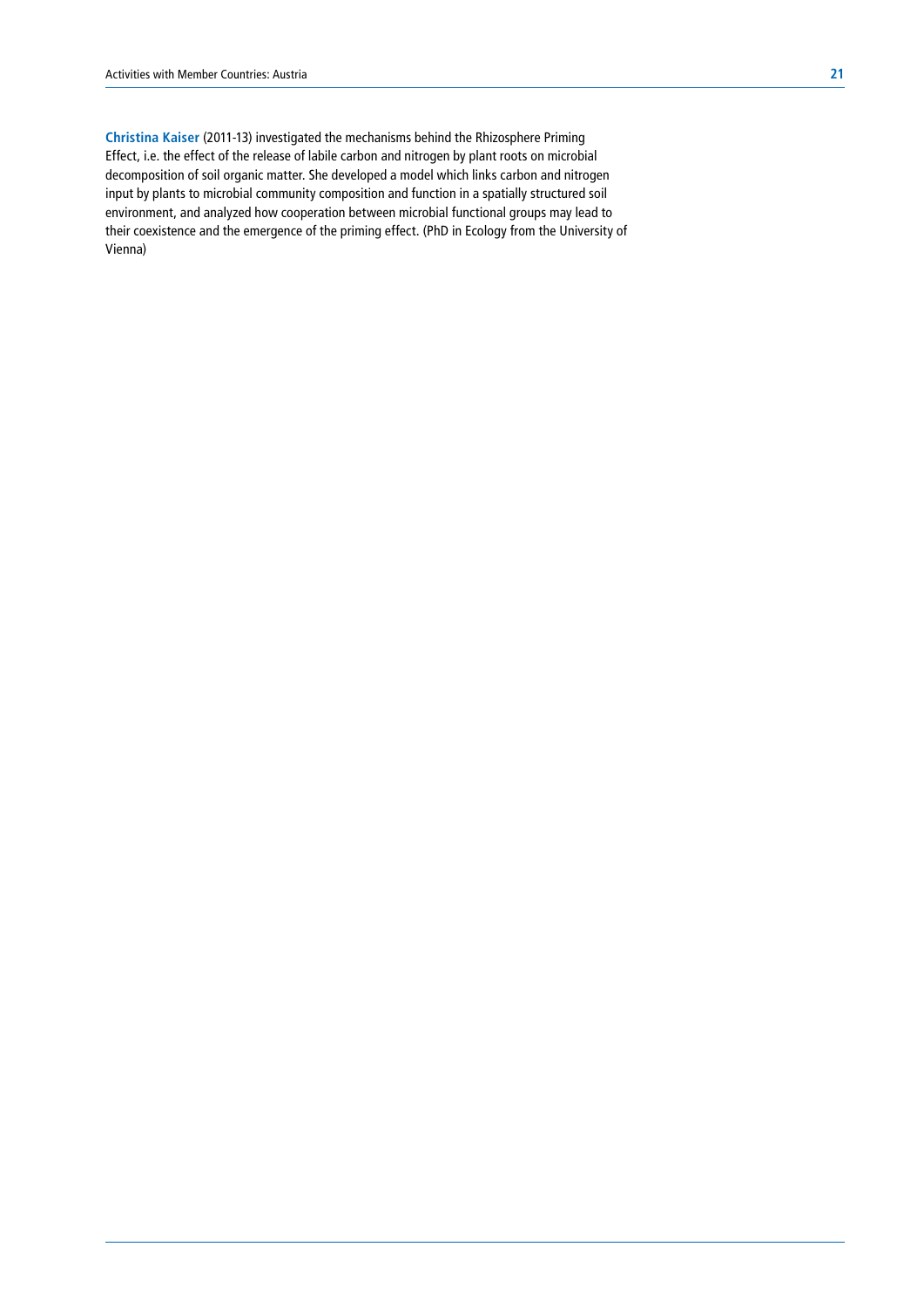**Christina Kaiser** (2011-13) investigated the mechanisms behind the Rhizosphere Priming Effect, i.e. the effect of the release of labile carbon and nitrogen by plant roots on microbial decomposition of soil organic matter. She developed a model which links carbon and nitrogen input by plants to microbial community composition and function in a spatially structured soil environment, and analyzed how cooperation between microbial functional groups may lead to their coexistence and the emergence of the priming effect. (PhD in Ecology from the University of Vienna)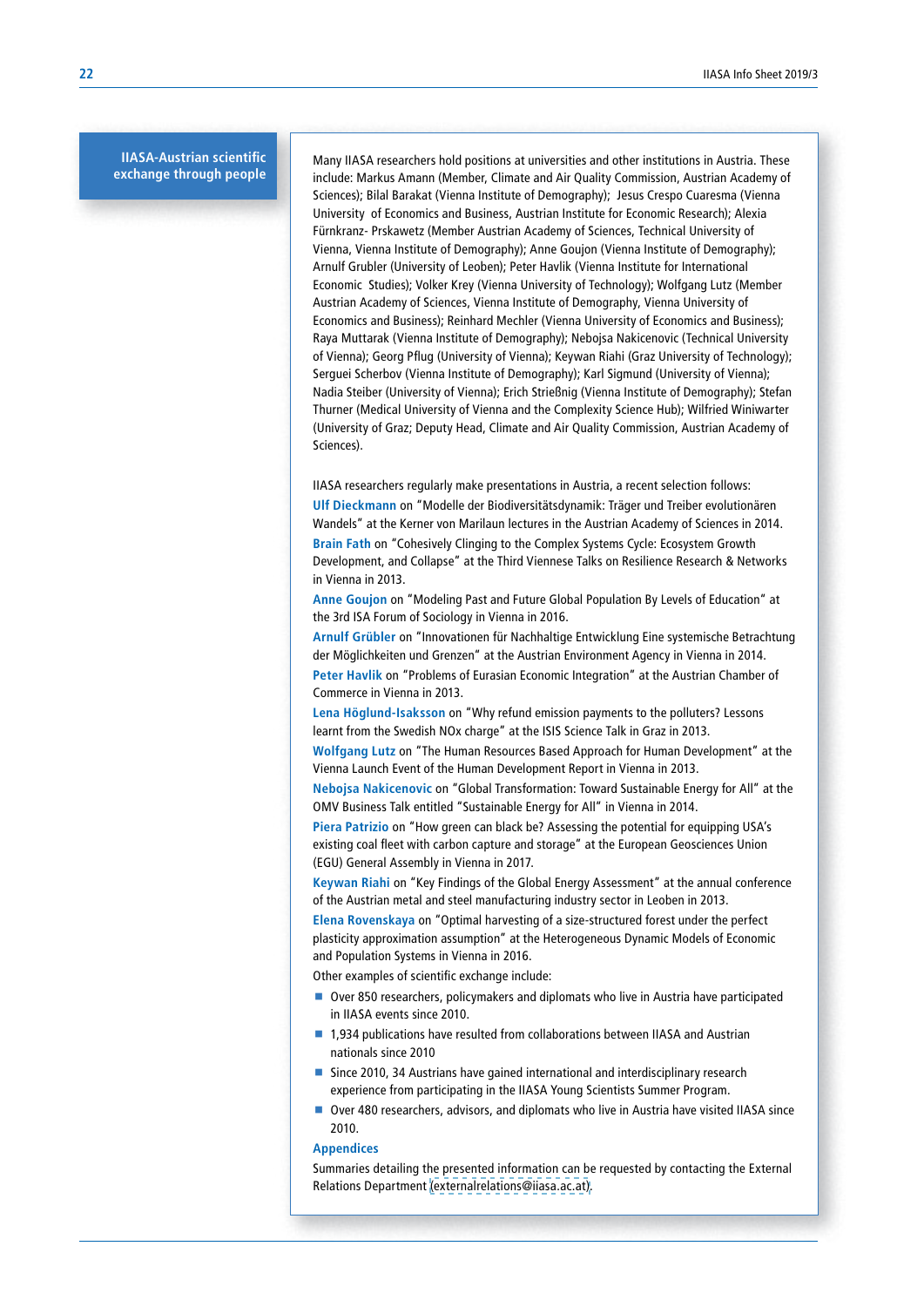## IIASA-Austrian scientific exchange through people

Many IIASA researchers hold positions at universities and other institutions in Austria. These include: Markus Amann (Member, Climate and Air Quality Commission, Austrian Academy of Sciences); Bilal Barakat (Vienna Institute of Demography); Jesus Crespo Cuaresma (Vienna University of Economics and Business, Austrian Institute for Economic Research); Alexia Fürnkranz- Prskawetz (Member Austrian Academy of Sciences, Technical University of Vienna, Vienna Institute of Demography); Anne Goujon (Vienna Institute of Demography); Arnulf Grubler (University of Leoben); Peter Havlik (Vienna Institute for International Economic Studies); Volker Krey (Vienna University of Technology); Wolfgang Lutz (Member Austrian Academy of Sciences, Vienna Institute of Demography, Vienna University of Economics and Business); Reinhard Mechler (Vienna University of Economics and Business); Raya Muttarak (Vienna Institute of Demography); Nebojsa Nakicenovic (Technical University of Vienna); Georg Pflug (University of Vienna); Keywan Riahi (Graz University of Technology); Serguei Scherbov (Vienna Institute of Demography); Karl Sigmund (University of Vienna); Nadia Steiber (University of Vienna); Erich Strießnig (Vienna Institute of Demography); Stefan Thurner (Medical University of Vienna and the Complexity Science Hub); Wilfried Winiwarter (University of Graz; Deputy Head, Climate and Air Quality Commission, Austrian Academy of Sciences).

IIASA researchers regularly make presentations in Austria, a recent selection follows:

**Ulf Dieckmann** on "Modelle der Biodiversitätsdynamik: Träger und Treiber evolutionären Wandels" at the Kerner von Marilaun lectures in the Austrian Academy of Sciences in 2014.

**Brain Fath** on "Cohesively Clinging to the Complex Systems Cycle: Ecosystem Growth Development, and Collapse" at the Third Viennese Talks on Resilience Research & Networks in Vienna in 2013.

**Anne Goujon** on "Modeling Past and Future Global Population By Levels of Education" at the 3rd ISA Forum of Sociology in Vienna in 2016.

**Arnulf Grübler** on "Innovationen für Nachhaltige Entwicklung Eine systemische Betrachtung der Möglichkeiten und Grenzen" at the Austrian Environment Agency in Vienna in 2014.

**Peter Havlik** on "Problems of Eurasian Economic Integration" at the Austrian Chamber of Commerce in Vienna in 2013.

**Lena Höglund-Isaksson** on "Why refund emission payments to the polluters? Lessons learnt from the Swedish NOx charge" at the ISIS Science Talk in Graz in 2013.

**Wolfgang Lutz** on "The Human Resources Based Approach for Human Development" at the Vienna Launch Event of the Human Development Report in Vienna in 2013.

**Nebojsa Nakicenovic** on "Global Transformation: Toward Sustainable Energy for All" at the OMV Business Talk entitled "Sustainable Energy for All" in Vienna in 2014.

**Piera Patrizio** on "How green can black be? Assessing the potential for equipping USA's existing coal fleet with carbon capture and storage" at the European Geosciences Union (EGU) General Assembly in Vienna in 2017.

**Keywan Riahi** on "Key Findings of the Global Energy Assessment" at the annual conference of the Austrian metal and steel manufacturing industry sector in Leoben in 2013.

**Elena Rovenskaya** on "Optimal harvesting of a size-structured forest under the perfect plasticity approximation assumption" at the Heterogeneous Dynamic Models of Economic and Population Systems in Vienna in 2016.

Other examples of scientific exchange include:

- Over 850 researchers, policymakers and diplomats who live in Austria have participated in IIASA events since 2010.
- 1,934 publications have resulted from collaborations between IIASA and Austrian nationals since 2010
- Since 2010, 34 Austrians have gained international and interdisciplinary research experience from participating in the IIASA Young Scientists Summer Program.
- Over 480 researchers, advisors, and diplomats who live in Austria have visited IIASA since 2010.

### Appendices

Summaries detailing the presented information can be requested by contacting the External Relations Department (externalrelations@iiasa.ac.at).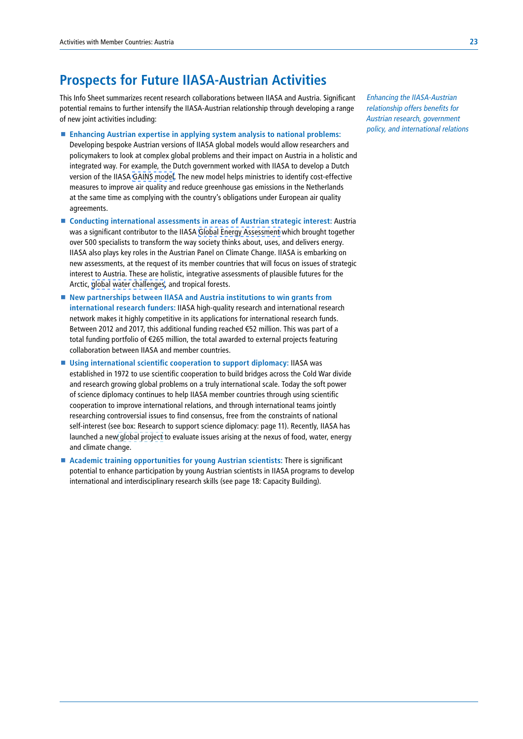## Prospects for Future IIASA-Austrian Activities

This Info Sheet summarizes recent research collaborations between IIASA and Austria. Significant potential remains to further intensify the IIASA-Austrian relationship through developing a range of new joint activities including:

*Enhancing the IIASA-Austrian relationship offers benefits for Austrian research, government policy, and international relations*

- **Enhancing Austrian expertise in applying system analysis to national problems:** Developing bespoke Austrian versions of IIASA global models would allow researchers and policymakers to look at complex global problems and their impact on Austria in a holistic and integrated way. For example, the Dutch government worked with IIASA to develop a Dutch version of the IIASA GAINS model. The new model helps ministries to identify cost-effective measures to improve air quality and reduce greenhouse gas emissions in the Netherlands at the same time as complying with the country's obligations under European air quality agreements.
- **Conducting international assessments in areas of Austrian strategic interest:** Austria was a significant contributor to the IIASA Global Energy Assessment which brought together over 500 specialists to transform the way society thinks about, uses, and delivers energy. IIASA also plays key roles in the Austrian Panel on Climate Change. IIASA is embarking on new assessments, at the request of its member countries that will focus on issues of strategic interest to Austria. These are holistic, integrative assessments of plausible futures for the Arctic, global water challenges, and tropical forests.
- **New partnerships between IIASA and Austria institutions to win grants from international research funders:** IIASA high-quality research and international research network makes it highly competitive in its applications for international research funds. Between 2012 and 2017, this additional funding reached €52 million. This was part of a total funding portfolio of €265 million, the total awarded to external projects featuring collaboration between IIASA and member countries.
- **Using international scientific cooperation to support diplomacy:** IIASA was established in 1972 to use scientific cooperation to build bridges across the Cold War divide and research growing global problems on a truly international scale. Today the soft power of science diplomacy continues to help IIASA member countries through using scientific cooperation to improve international relations, and through international teams jointly researching controversial issues to find consensus, free from the constraints of national self-interest (see box: Research to support science diplomacy: page 11). Recently, IIASA has launched a new global project to evaluate issues arising at the nexus of food, water, energy and climate change.
- **Academic training opportunities for young Austrian scientists:** There is significant potential to enhance participation by young Austrian scientists in IIASA programs to develop international and interdisciplinary research skills (see page 18: Capacity Building).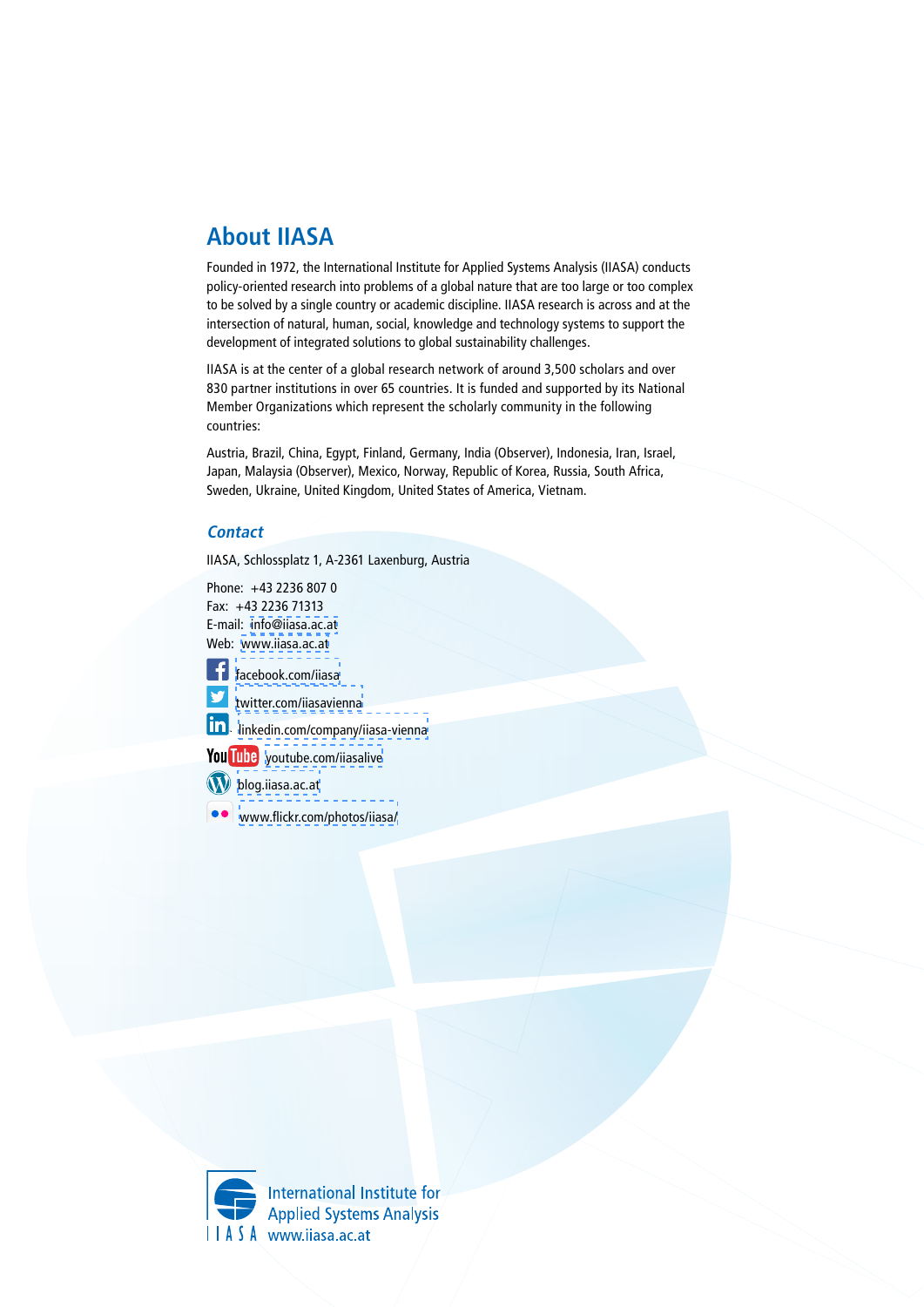# About IIASA

Founded in 1972, the International Institute for Applied Systems Analysis (IIASA) conducts policy-oriented research into problems of a global nature that are too large or too complex to be solved by a single country or academic discipline. IIASA research is across and at the intersection of natural, human, social, knowledge and technology systems to support the development of integrated solutions to global sustainability challenges.

IIASA is at the center of a global research network of around 3,500 scholars and over 830 partner institutions in over 65 countries. It is funded and supported by its National Member Organizations which represent the scholarly community in the following countries:

Austria, Brazil, China, Egypt, Finland, Germany, India (Observer), Indonesia, Iran, Israel, Japan, Malaysia (Observer), Mexico, Norway, Republic of Korea, Russia, South Africa, Sweden, Ukraine, United Kingdom, United States of America, Vietnam.

## *Contact*

IIASA, Schlossplatz 1, A-2361 Laxenburg, Austria

Phone: +43 2236 807 0
Fax: +43 2236 71313
E-mail: info@iiasa.ac.at
Web: www.iiasa.ac.at

facebook.com/iiasa
twitter.com/iiasavienna
linkedin.com/company/iiasa-vienna
youtube.com/iiasalive
blog.iiasa.ac.at
www.flickr.com/photos/iiasa/

International Institute for Applied Systems Analysis
www.iiasa.ac.at